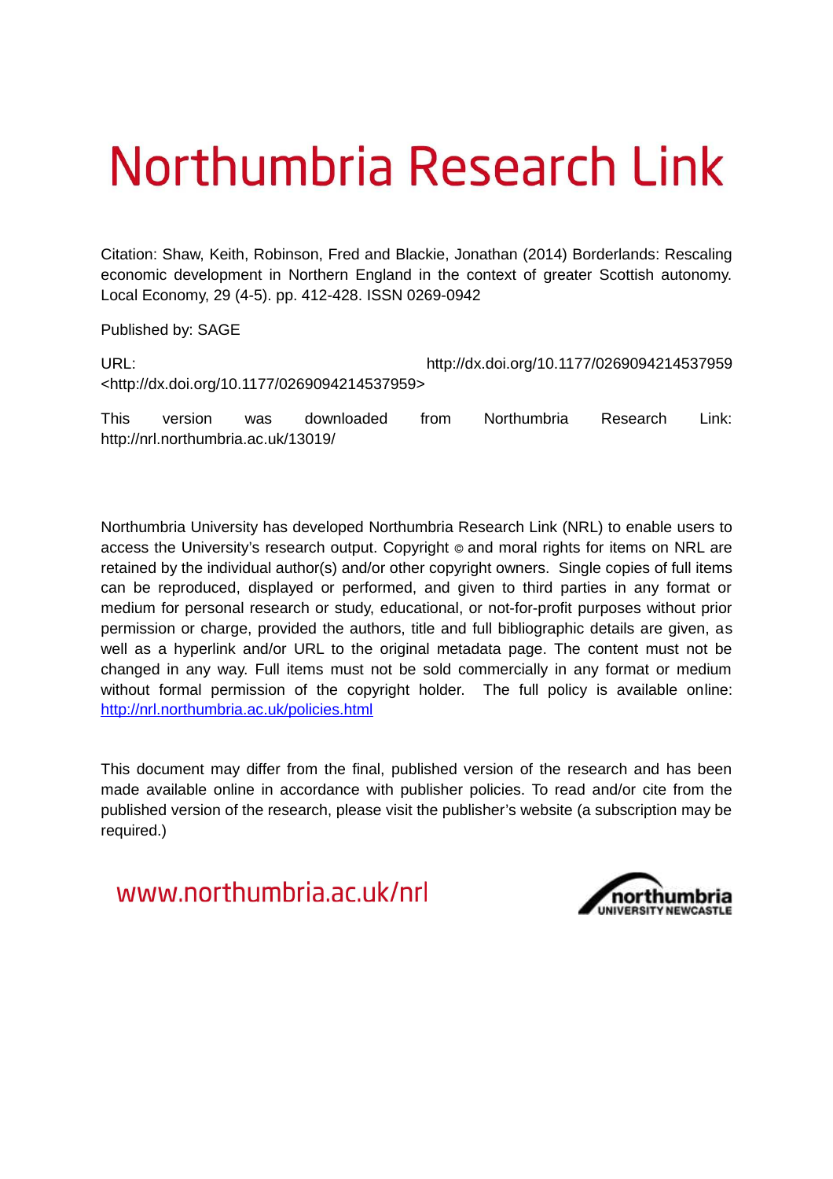# Northumbria Research Link

Citation: Shaw, Keith, Robinson, Fred and Blackie, Jonathan (2014) Borderlands: Rescaling economic development in Northern England in the context of greater Scottish autonomy. Local Economy, 29 (4-5). pp. 412-428. ISSN 0269-0942

Published by: SAGE

URL: http://dx.doi.org/10.1177/0269094214537959 <http://dx.doi.org/10.1177/0269094214537959>

This version was downloaded from Northumbria Research Link: http://nrl.northumbria.ac.uk/13019/

Northumbria University has developed Northumbria Research Link (NRL) to enable users to access the University's research output. Copyright © and moral rights for items on NRL are retained by the individual author(s) and/or other copyright owners. Single copies of full items can be reproduced, displayed or performed, and given to third parties in any format or medium for personal research or study, educational, or not-for-profit purposes without prior permission or charge, provided the authors, title and full bibliographic details are given, as well as a hyperlink and/or URL to the original metadata page. The content must not be changed in any way. Full items must not be sold commercially in any format or medium without formal permission of the copyright holder. The full policy is available online: [http://nrl.northumbria.ac.uk/policies.html](http://nrl.northumbria.ac.uk/policies.html)

This document may differ from the final, published version of the research and has been made available online in accordance with publisher policies. To read and/or cite from the published version of the research, please visit the publisher's website (a subscription may be required.)

www.northumbria.ac.uk/nrl

northumbria UNIVERSITY NEWCASTLE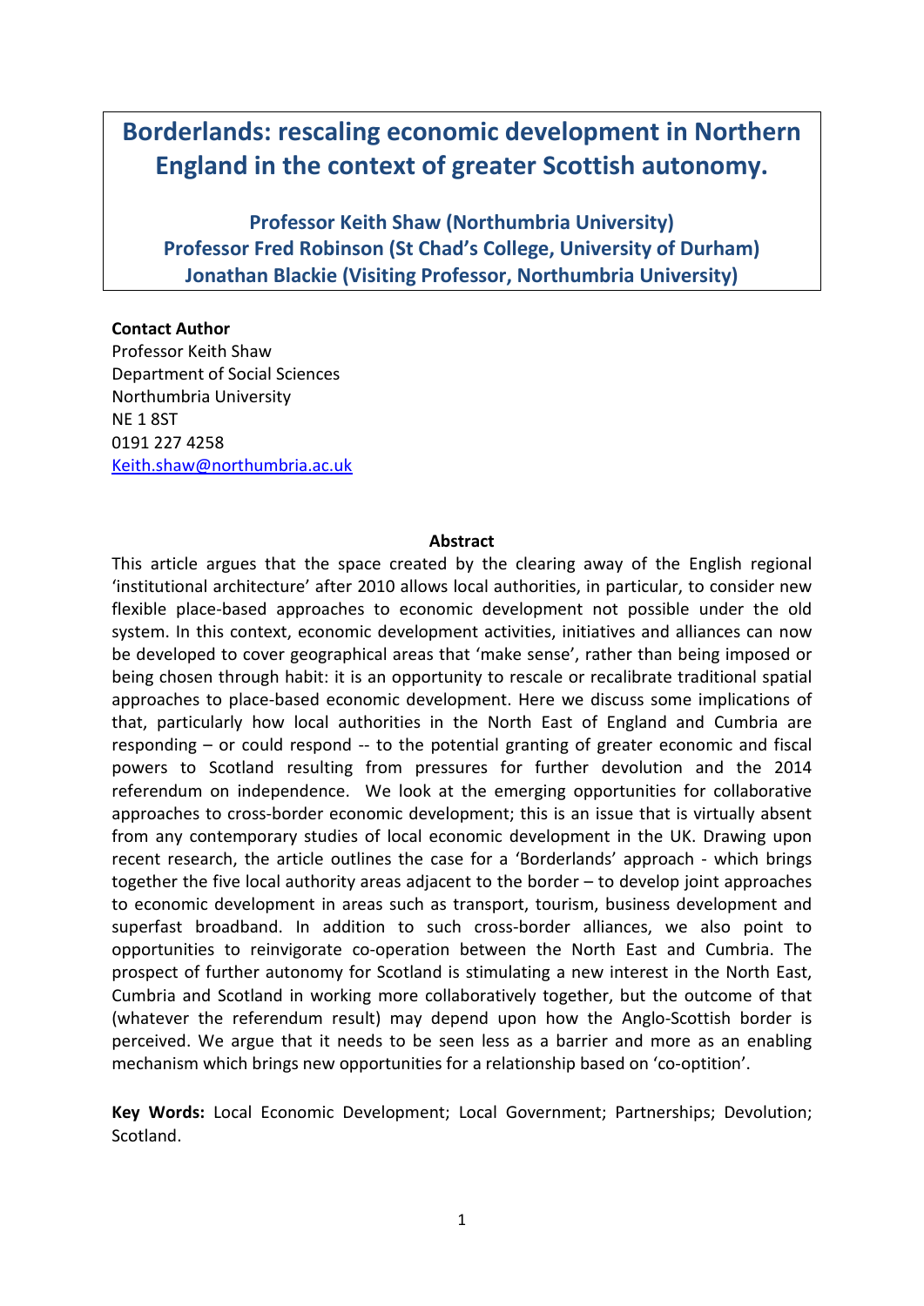# Borderlands: rescaling economic development in Northern England in the context of greater Scottish autonomy.

**Professor Keith Shaw (Northumbria University)**
**Professor Fred Robinson (St Chad's College, University of Durham)**
**Jonathan Blackie (Visiting Professor, Northumbria University)**

**Contact Author**
Professor Keith Shaw
Department of Social Sciences
Northumbria University
NE 1 8ST
0191 227 4258
Keith.shaw@northumbria.ac.uk

**Abstract**

This article argues that the space created by the clearing away of the English regional 'institutional architecture' after 2010 allows local authorities, in particular, to consider new flexible place-based approaches to economic development not possible under the old system. In this context, economic development activities, initiatives and alliances can now be developed to cover geographical areas that 'make sense', rather than being imposed or being chosen through habit: it is an opportunity to rescale or recalibrate traditional spatial approaches to place-based economic development. Here we discuss some implications of that, particularly how local authorities in the North East of England and Cumbria are responding – or could respond -- to the potential granting of greater economic and fiscal powers to Scotland resulting from pressures for further devolution and the 2014 referendum on independence. We look at the emerging opportunities for collaborative approaches to cross-border economic development; this is an issue that is virtually absent from any contemporary studies of local economic development in the UK. Drawing upon recent research, the article outlines the case for a 'Borderlands' approach - which brings together the five local authority areas adjacent to the border – to develop joint approaches to economic development in areas such as transport, tourism, business development and superfast broadband. In addition to such cross-border alliances, we also point to opportunities to reinvigorate co-operation between the North East and Cumbria. The prospect of further autonomy for Scotland is stimulating a new interest in the North East, Cumbria and Scotland in working more collaboratively together, but the outcome of that (whatever the referendum result) may depend upon how the Anglo-Scottish border is perceived. We argue that it needs to be seen less as a barrier and more as an enabling mechanism which brings new opportunities for a relationship based on 'co-optition'.

**Key Words:** Local Economic Development; Local Government; Partnerships; Devolution; Scotland.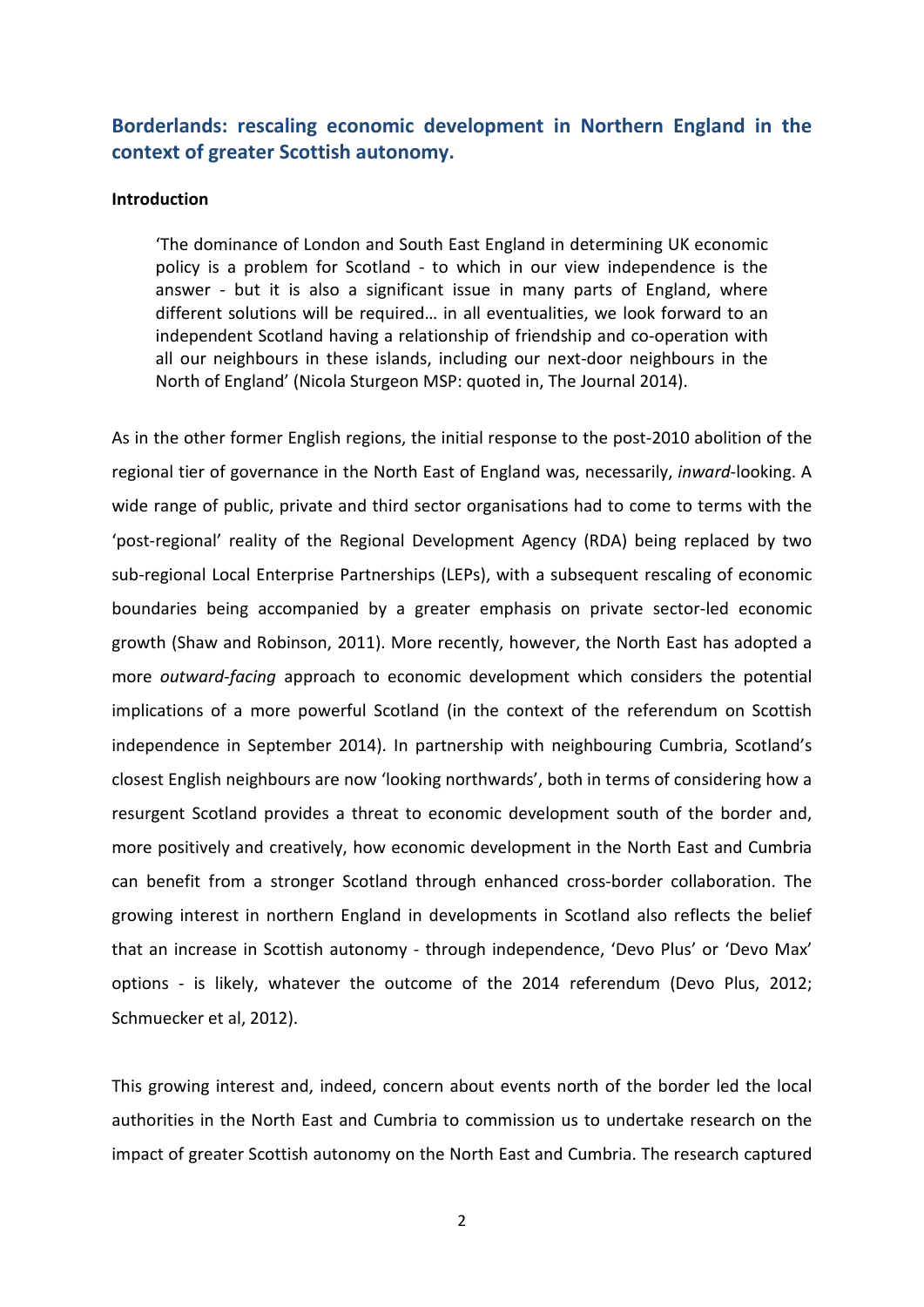## Borderlands: rescaling economic development in Northern England in the context of greater Scottish autonomy.

### Introduction

> 'The dominance of London and South East England in determining UK economic policy is a problem for Scotland - to which in our view independence is the answer - but it is also a significant issue in many parts of England, where different solutions will be required… in all eventualities, we look forward to an independent Scotland having a relationship of friendship and co-operation with all our neighbours in these islands, including our next-door neighbours in the North of England' (Nicola Sturgeon MSP: quoted in, The Journal 2014).

As in the other former English regions, the initial response to the post-2010 abolition of the regional tier of governance in the North East of England was, necessarily, *inward*-looking. A wide range of public, private and third sector organisations had to come to terms with the 'post-regional' reality of the Regional Development Agency (RDA) being replaced by two sub-regional Local Enterprise Partnerships (LEPs), with a subsequent rescaling of economic boundaries being accompanied by a greater emphasis on private sector-led economic growth (Shaw and Robinson, 2011). More recently, however, the North East has adopted a more *outward-facing* approach to economic development which considers the potential implications of a more powerful Scotland (in the context of the referendum on Scottish independence in September 2014). In partnership with neighbouring Cumbria, Scotland's closest English neighbours are now 'looking northwards', both in terms of considering how a resurgent Scotland provides a threat to economic development south of the border and, more positively and creatively, how economic development in the North East and Cumbria can benefit from a stronger Scotland through enhanced cross-border collaboration. The growing interest in northern England in developments in Scotland also reflects the belief that an increase in Scottish autonomy - through independence, 'Devo Plus' or 'Devo Max' options - is likely, whatever the outcome of the 2014 referendum (Devo Plus, 2012; Schmuecker et al, 2012).

This growing interest and, indeed, concern about events north of the border led the local authorities in the North East and Cumbria to commission us to undertake research on the impact of greater Scottish autonomy on the North East and Cumbria. The research captured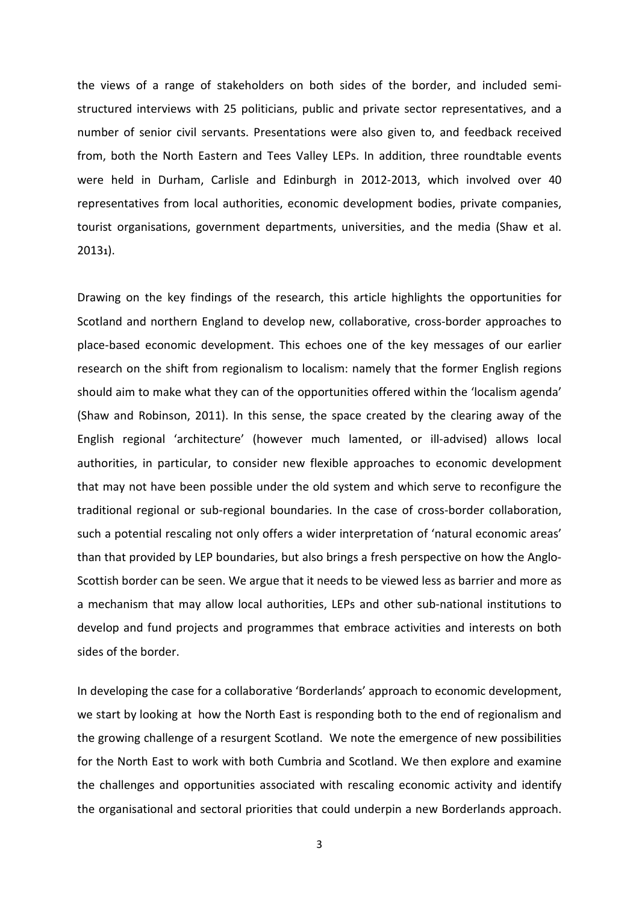the views of a range of stakeholders on both sides of the border, and included semi-structured interviews with 25 politicians, public and private sector representatives, and a number of senior civil servants. Presentations were also given to, and feedback received from, both the North Eastern and Tees Valley LEPs. In addition, three roundtable events were held in Durham, Carlisle and Edinburgh in 2012-2013, which involved over 40 representatives from local authorities, economic development bodies, private companies, tourist organisations, government departments, universities, and the media (Shaw et al. 2013[1]).

Drawing on the key findings of the research, this article highlights the opportunities for Scotland and northern England to develop new, collaborative, cross-border approaches to place-based economic development. This echoes one of the key messages of our earlier research on the shift from regionalism to localism: namely that the former English regions should aim to make what they can of the opportunities offered within the 'localism agenda' (Shaw and Robinson, 2011). In this sense, the space created by the clearing away of the English regional 'architecture' (however much lamented, or ill-advised) allows local authorities, in particular, to consider new flexible approaches to economic development that may not have been possible under the old system and which serve to reconfigure the traditional regional or sub-regional boundaries. In the case of cross-border collaboration, such a potential rescaling not only offers a wider interpretation of 'natural economic areas' than that provided by LEP boundaries, but also brings a fresh perspective on how the Anglo-Scottish border can be seen. We argue that it needs to be viewed less as barrier and more as a mechanism that may allow local authorities, LEPs and other sub-national institutions to develop and fund projects and programmes that embrace activities and interests on both sides of the border.

In developing the case for a collaborative 'Borderlands' approach to economic development, we start by looking at how the North East is responding both to the end of regionalism and the growing challenge of a resurgent Scotland. We note the emergence of new possibilities for the North East to work with both Cumbria and Scotland. We then explore and examine the challenges and opportunities associated with rescaling economic activity and identify the organisational and sectoral priorities that could underpin a new Borderlands approach.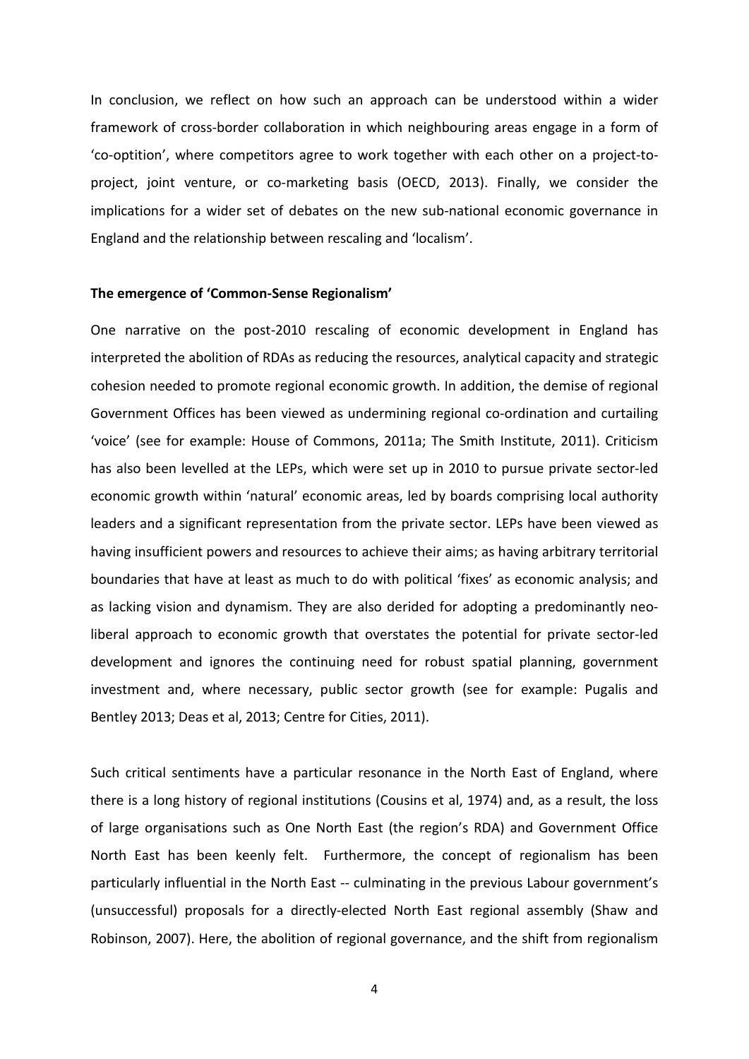In conclusion, we reflect on how such an approach can be understood within a wider framework of cross-border collaboration in which neighbouring areas engage in a form of 'co-optition', where competitors agree to work together with each other on a project-to-project, joint venture, or co-marketing basis (OECD, 2013). Finally, we consider the implications for a wider set of debates on the new sub-national economic governance in England and the relationship between rescaling and 'localism'.

**The emergence of 'Common-Sense Regionalism'**

One narrative on the post-2010 rescaling of economic development in England has interpreted the abolition of RDAs as reducing the resources, analytical capacity and strategic cohesion needed to promote regional economic growth. In addition, the demise of regional Government Offices has been viewed as undermining regional co-ordination and curtailing 'voice' (see for example: House of Commons, 2011a; The Smith Institute, 2011). Criticism has also been levelled at the LEPs, which were set up in 2010 to pursue private sector-led economic growth within 'natural' economic areas, led by boards comprising local authority leaders and a significant representation from the private sector. LEPs have been viewed as having insufficient powers and resources to achieve their aims; as having arbitrary territorial boundaries that have at least as much to do with political 'fixes' as economic analysis; and as lacking vision and dynamism. They are also derided for adopting a predominantly neo-liberal approach to economic growth that overstates the potential for private sector-led development and ignores the continuing need for robust spatial planning, government investment and, where necessary, public sector growth (see for example: Pugalis and Bentley 2013; Deas et al, 2013; Centre for Cities, 2011).

Such critical sentiments have a particular resonance in the North East of England, where there is a long history of regional institutions (Cousins et al, 1974) and, as a result, the loss of large organisations such as One North East (the region's RDA) and Government Office North East has been keenly felt. Furthermore, the concept of regionalism has been particularly influential in the North East -- culminating in the previous Labour government's (unsuccessful) proposals for a directly-elected North East regional assembly (Shaw and Robinson, 2007). Here, the abolition of regional governance, and the shift from regionalism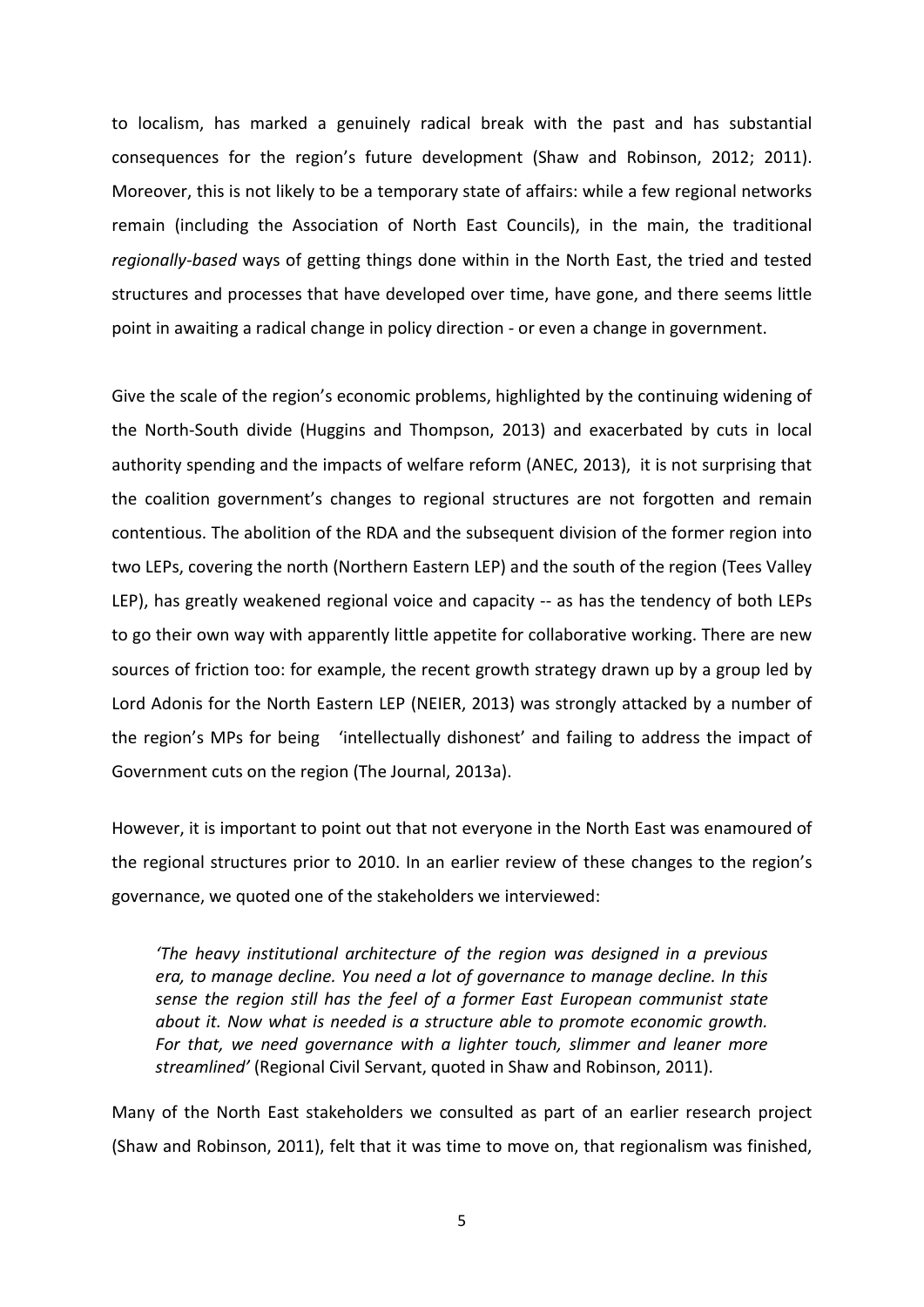to localism, has marked a genuinely radical break with the past and has substantial consequences for the region's future development (Shaw and Robinson, 2012; 2011). Moreover, this is not likely to be a temporary state of affairs: while a few regional networks remain (including the Association of North East Councils), in the main, the traditional *regionally-based* ways of getting things done within in the North East, the tried and tested structures and processes that have developed over time, have gone, and there seems little point in awaiting a radical change in policy direction - or even a change in government.

Give the scale of the region's economic problems, highlighted by the continuing widening of the North-South divide (Huggins and Thompson, 2013) and exacerbated by cuts in local authority spending and the impacts of welfare reform (ANEC, 2013), it is not surprising that the coalition government's changes to regional structures are not forgotten and remain contentious. The abolition of the RDA and the subsequent division of the former region into two LEPs, covering the north (Northern Eastern LEP) and the south of the region (Tees Valley LEP), has greatly weakened regional voice and capacity -- as has the tendency of both LEPs to go their own way with apparently little appetite for collaborative working. There are new sources of friction too: for example, the recent growth strategy drawn up by a group led by Lord Adonis for the North Eastern LEP (NEIER, 2013) was strongly attacked by a number of the region's MPs for being 'intellectually dishonest' and failing to address the impact of Government cuts on the region (The Journal, 2013a).

However, it is important to point out that not everyone in the North East was enamoured of the regional structures prior to 2010. In an earlier review of these changes to the region's governance, we quoted one of the stakeholders we interviewed:

> *'The heavy institutional architecture of the region was designed in a previous era, to manage decline. You need a lot of governance to manage decline. In this sense the region still has the feel of a former East European communist state about it. Now what is needed is a structure able to promote economic growth. For that, we need governance with a lighter touch, slimmer and leaner more streamlined'* (Regional Civil Servant, quoted in Shaw and Robinson, 2011).

Many of the North East stakeholders we consulted as part of an earlier research project (Shaw and Robinson, 2011), felt that it was time to move on, that regionalism was finished,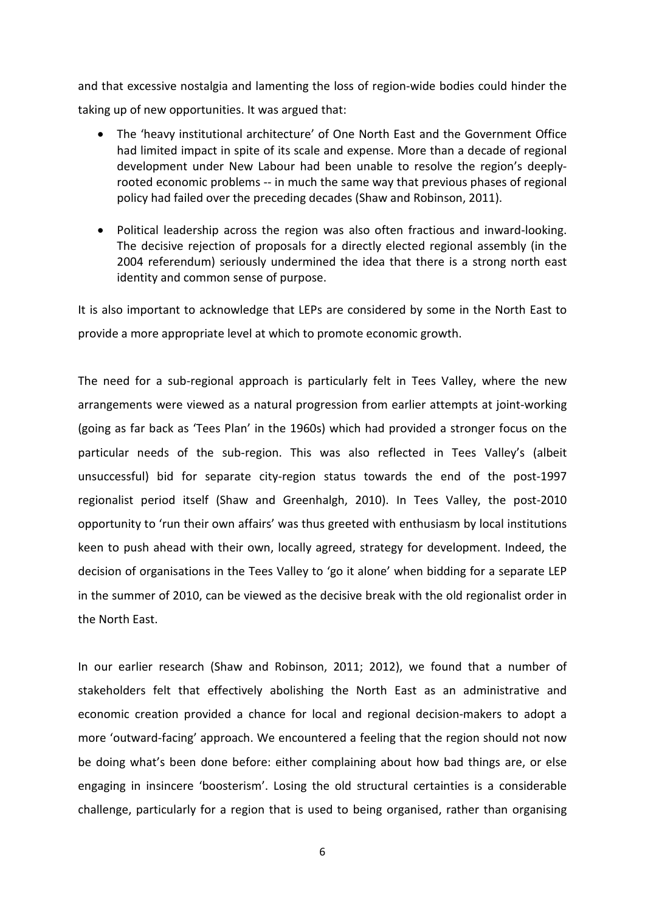and that excessive nostalgia and lamenting the loss of region-wide bodies could hinder the taking up of new opportunities. It was argued that:

- The 'heavy institutional architecture' of One North East and the Government Office had limited impact in spite of its scale and expense. More than a decade of regional development under New Labour had been unable to resolve the region's deeply-rooted economic problems -- in much the same way that previous phases of regional policy had failed over the preceding decades (Shaw and Robinson, 2011).
- Political leadership across the region was also often fractious and inward-looking. The decisive rejection of proposals for a directly elected regional assembly (in the 2004 referendum) seriously undermined the idea that there is a strong north east identity and common sense of purpose.

It is also important to acknowledge that LEPs are considered by some in the North East to provide a more appropriate level at which to promote economic growth.

The need for a sub-regional approach is particularly felt in Tees Valley, where the new arrangements were viewed as a natural progression from earlier attempts at joint-working (going as far back as 'Tees Plan' in the 1960s) which had provided a stronger focus on the particular needs of the sub-region. This was also reflected in Tees Valley's (albeit unsuccessful) bid for separate city-region status towards the end of the post-1997 regionalist period itself (Shaw and Greenhalgh, 2010). In Tees Valley, the post-2010 opportunity to 'run their own affairs' was thus greeted with enthusiasm by local institutions keen to push ahead with their own, locally agreed, strategy for development. Indeed, the decision of organisations in the Tees Valley to 'go it alone' when bidding for a separate LEP in the summer of 2010, can be viewed as the decisive break with the old regionalist order in the North East.

In our earlier research (Shaw and Robinson, 2011; 2012), we found that a number of stakeholders felt that effectively abolishing the North East as an administrative and economic creation provided a chance for local and regional decision-makers to adopt a more 'outward-facing' approach. We encountered a feeling that the region should not now be doing what's been done before: either complaining about how bad things are, or else engaging in insincere 'boosterism'. Losing the old structural certainties is a considerable challenge, particularly for a region that is used to being organised, rather than organising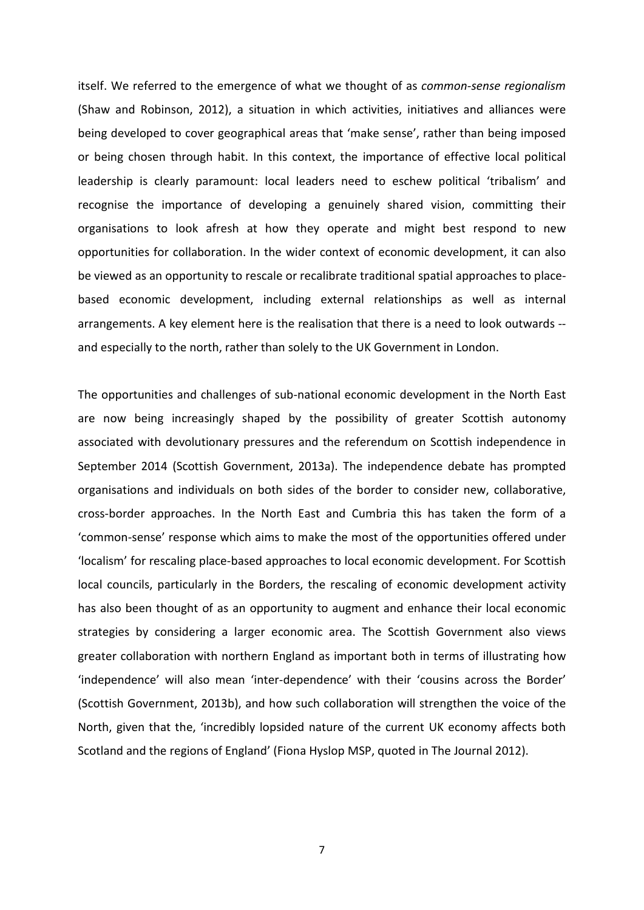itself. We referred to the emergence of what we thought of as *common-sense regionalism* (Shaw and Robinson, 2012), a situation in which activities, initiatives and alliances were being developed to cover geographical areas that 'make sense', rather than being imposed or being chosen through habit. In this context, the importance of effective local political leadership is clearly paramount: local leaders need to eschew political 'tribalism' and recognise the importance of developing a genuinely shared vision, committing their organisations to look afresh at how they operate and might best respond to new opportunities for collaboration. In the wider context of economic development, it can also be viewed as an opportunity to rescale or recalibrate traditional spatial approaches to place-based economic development, including external relationships as well as internal arrangements. A key element here is the realisation that there is a need to look outwards -- and especially to the north, rather than solely to the UK Government in London.

The opportunities and challenges of sub-national economic development in the North East are now being increasingly shaped by the possibility of greater Scottish autonomy associated with devolutionary pressures and the referendum on Scottish independence in September 2014 (Scottish Government, 2013a). The independence debate has prompted organisations and individuals on both sides of the border to consider new, collaborative, cross-border approaches. In the North East and Cumbria this has taken the form of a 'common-sense' response which aims to make the most of the opportunities offered under 'localism' for rescaling place-based approaches to local economic development. For Scottish local councils, particularly in the Borders, the rescaling of economic development activity has also been thought of as an opportunity to augment and enhance their local economic strategies by considering a larger economic area. The Scottish Government also views greater collaboration with northern England as important both in terms of illustrating how 'independence' will also mean 'inter-dependence' with their 'cousins across the Border' (Scottish Government, 2013b), and how such collaboration will strengthen the voice of the North, given that the, 'incredibly lopsided nature of the current UK economy affects both Scotland and the regions of England' (Fiona Hyslop MSP, quoted in The Journal 2012).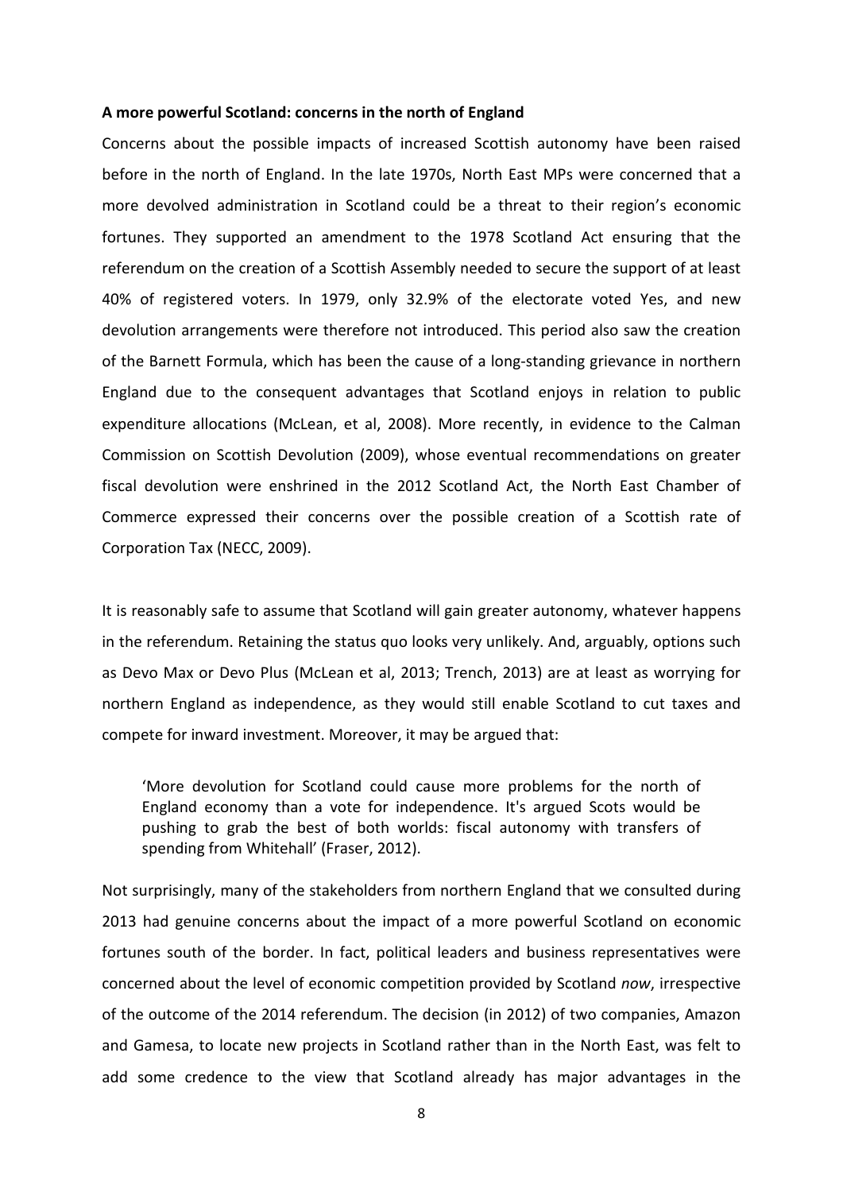**A more powerful Scotland: concerns in the north of England**

Concerns about the possible impacts of increased Scottish autonomy have been raised before in the north of England. In the late 1970s, North East MPs were concerned that a more devolved administration in Scotland could be a threat to their region's economic fortunes. They supported an amendment to the 1978 Scotland Act ensuring that the referendum on the creation of a Scottish Assembly needed to secure the support of at least 40% of registered voters. In 1979, only 32.9% of the electorate voted Yes, and new devolution arrangements were therefore not introduced. This period also saw the creation of the Barnett Formula, which has been the cause of a long-standing grievance in northern England due to the consequent advantages that Scotland enjoys in relation to public expenditure allocations (McLean, et al, 2008). More recently, in evidence to the Calman Commission on Scottish Devolution (2009), whose eventual recommendations on greater fiscal devolution were enshrined in the 2012 Scotland Act, the North East Chamber of Commerce expressed their concerns over the possible creation of a Scottish rate of Corporation Tax (NECC, 2009).

It is reasonably safe to assume that Scotland will gain greater autonomy, whatever happens in the referendum. Retaining the status quo looks very unlikely. And, arguably, options such as Devo Max or Devo Plus (McLean et al, 2013; Trench, 2013) are at least as worrying for northern England as independence, as they would still enable Scotland to cut taxes and compete for inward investment. Moreover, it may be argued that:

> 'More devolution for Scotland could cause more problems for the north of England economy than a vote for independence. It's argued Scots would be pushing to grab the best of both worlds: fiscal autonomy with transfers of spending from Whitehall' (Fraser, 2012).

Not surprisingly, many of the stakeholders from northern England that we consulted during 2013 had genuine concerns about the impact of a more powerful Scotland on economic fortunes south of the border. In fact, political leaders and business representatives were concerned about the level of economic competition provided by Scotland *now*, irrespective of the outcome of the 2014 referendum. The decision (in 2012) of two companies, Amazon and Gamesa, to locate new projects in Scotland rather than in the North East, was felt to add some credence to the view that Scotland already has major advantages in the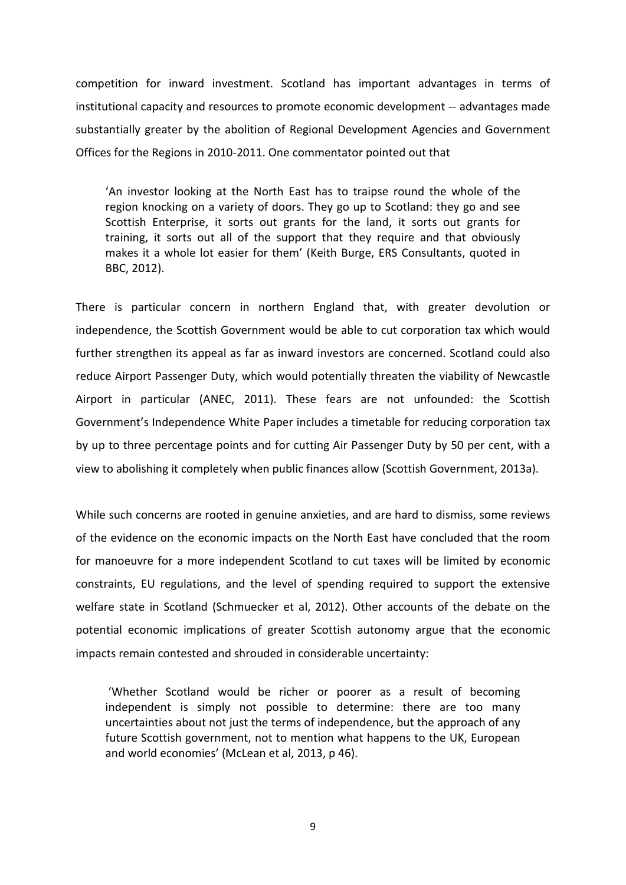competition for inward investment. Scotland has important advantages in terms of institutional capacity and resources to promote economic development -- advantages made substantially greater by the abolition of Regional Development Agencies and Government Offices for the Regions in 2010-2011. One commentator pointed out that

> 'An investor looking at the North East has to traipse round the whole of the region knocking on a variety of doors. They go up to Scotland: they go and see Scottish Enterprise, it sorts out grants for the land, it sorts out grants for training, it sorts out all of the support that they require and that obviously makes it a whole lot easier for them' (Keith Burge, ERS Consultants, quoted in BBC, 2012).

There is particular concern in northern England that, with greater devolution or independence, the Scottish Government would be able to cut corporation tax which would further strengthen its appeal as far as inward investors are concerned. Scotland could also reduce Airport Passenger Duty, which would potentially threaten the viability of Newcastle Airport in particular (ANEC, 2011). These fears are not unfounded: the Scottish Government's Independence White Paper includes a timetable for reducing corporation tax by up to three percentage points and for cutting Air Passenger Duty by 50 per cent, with a view to abolishing it completely when public finances allow (Scottish Government, 2013a).

While such concerns are rooted in genuine anxieties, and are hard to dismiss, some reviews of the evidence on the economic impacts on the North East have concluded that the room for manoeuvre for a more independent Scotland to cut taxes will be limited by economic constraints, EU regulations, and the level of spending required to support the extensive welfare state in Scotland (Schmuecker et al, 2012). Other accounts of the debate on the potential economic implications of greater Scottish autonomy argue that the economic impacts remain contested and shrouded in considerable uncertainty:

> 'Whether Scotland would be richer or poorer as a result of becoming independent is simply not possible to determine: there are too many uncertainties about not just the terms of independence, but the approach of any future Scottish government, not to mention what happens to the UK, European and world economies' (McLean et al, 2013, p 46).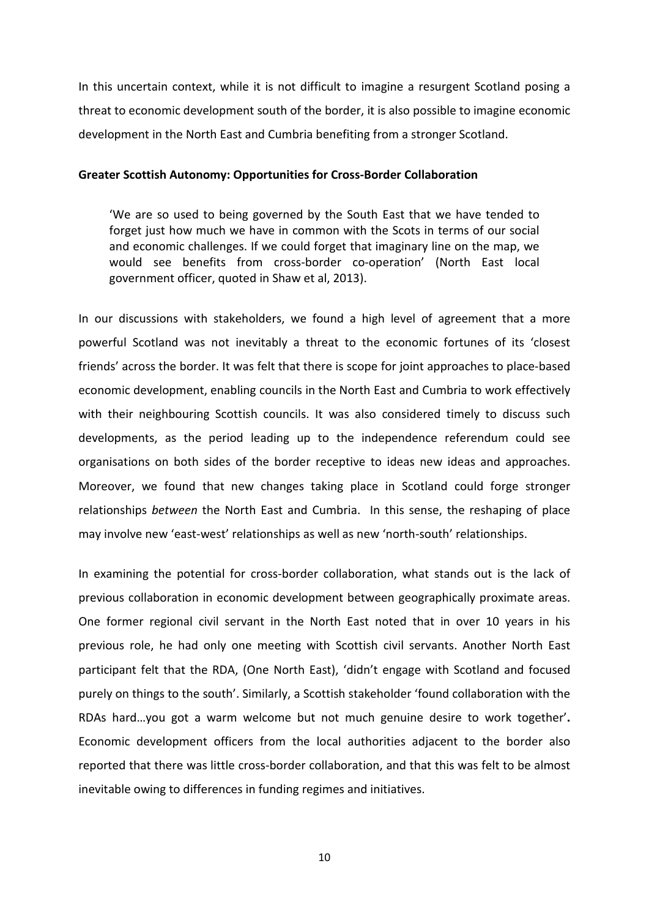In this uncertain context, while it is not difficult to imagine a resurgent Scotland posing a threat to economic development south of the border, it is also possible to imagine economic development in the North East and Cumbria benefiting from a stronger Scotland.

**Greater Scottish Autonomy: Opportunities for Cross-Border Collaboration**

> 'We are so used to being governed by the South East that we have tended to forget just how much we have in common with the Scots in terms of our social and economic challenges. If we could forget that imaginary line on the map, we would see benefits from cross-border co-operation' (North East local government officer, quoted in Shaw et al, 2013).

In our discussions with stakeholders, we found a high level of agreement that a more powerful Scotland was not inevitably a threat to the economic fortunes of its 'closest friends' across the border. It was felt that there is scope for joint approaches to place-based economic development, enabling councils in the North East and Cumbria to work effectively with their neighbouring Scottish councils. It was also considered timely to discuss such developments, as the period leading up to the independence referendum could see organisations on both sides of the border receptive to ideas new ideas and approaches. Moreover, we found that new changes taking place in Scotland could forge stronger relationships *between* the North East and Cumbria. In this sense, the reshaping of place may involve new 'east-west' relationships as well as new 'north-south' relationships.

In examining the potential for cross-border collaboration, what stands out is the lack of previous collaboration in economic development between geographically proximate areas. One former regional civil servant in the North East noted that in over 10 years in his previous role, he had only one meeting with Scottish civil servants. Another North East participant felt that the RDA, (One North East), 'didn't engage with Scotland and focused purely on things to the south'. Similarly, a Scottish stakeholder 'found collaboration with the RDAs hard…you got a warm welcome but not much genuine desire to work together'**.** Economic development officers from the local authorities adjacent to the border also reported that there was little cross-border collaboration, and that this was felt to be almost inevitable owing to differences in funding regimes and initiatives.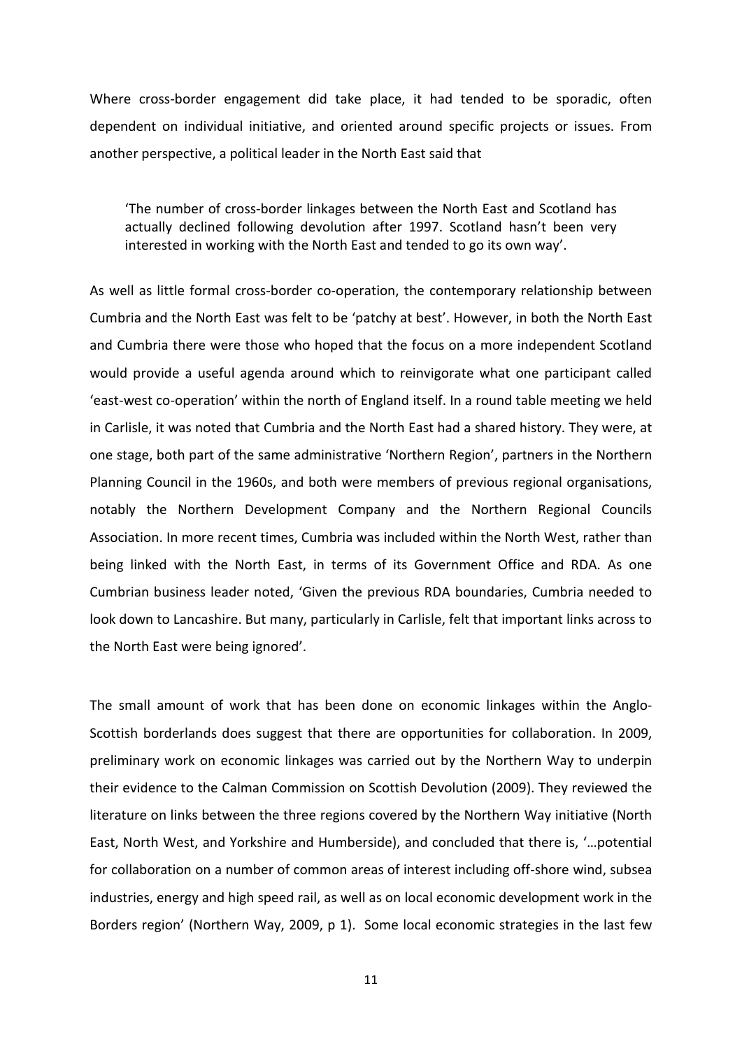Where cross-border engagement did take place, it had tended to be sporadic, often dependent on individual initiative, and oriented around specific projects or issues. From another perspective, a political leader in the North East said that

> 'The number of cross-border linkages between the North East and Scotland has actually declined following devolution after 1997. Scotland hasn't been very interested in working with the North East and tended to go its own way'.

As well as little formal cross-border co-operation, the contemporary relationship between Cumbria and the North East was felt to be 'patchy at best'. However, in both the North East and Cumbria there were those who hoped that the focus on a more independent Scotland would provide a useful agenda around which to reinvigorate what one participant called 'east-west co-operation' within the north of England itself. In a round table meeting we held in Carlisle, it was noted that Cumbria and the North East had a shared history. They were, at one stage, both part of the same administrative 'Northern Region', partners in the Northern Planning Council in the 1960s, and both were members of previous regional organisations, notably the Northern Development Company and the Northern Regional Councils Association. In more recent times, Cumbria was included within the North West, rather than being linked with the North East, in terms of its Government Office and RDA. As one Cumbrian business leader noted, 'Given the previous RDA boundaries, Cumbria needed to look down to Lancashire. But many, particularly in Carlisle, felt that important links across to the North East were being ignored'.

The small amount of work that has been done on economic linkages within the Anglo-Scottish borderlands does suggest that there are opportunities for collaboration. In 2009, preliminary work on economic linkages was carried out by the Northern Way to underpin their evidence to the Calman Commission on Scottish Devolution (2009). They reviewed the literature on links between the three regions covered by the Northern Way initiative (North East, North West, and Yorkshire and Humberside), and concluded that there is, '…potential for collaboration on a number of common areas of interest including off-shore wind, subsea industries, energy and high speed rail, as well as on local economic development work in the Borders region' (Northern Way, 2009, p 1). Some local economic strategies in the last few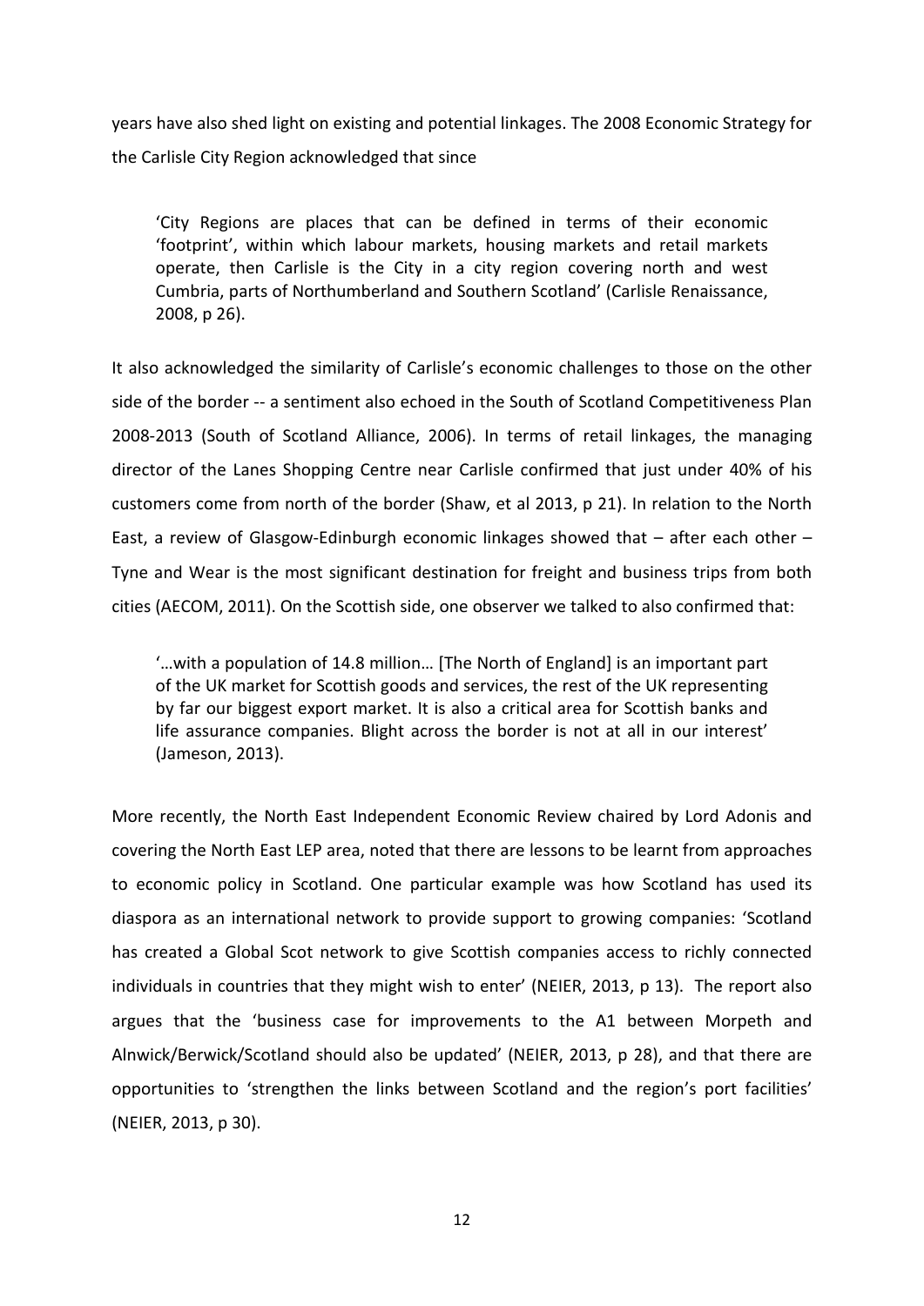years have also shed light on existing and potential linkages. The 2008 Economic Strategy for the Carlisle City Region acknowledged that since

> 'City Regions are places that can be defined in terms of their economic 'footprint', within which labour markets, housing markets and retail markets operate, then Carlisle is the City in a city region covering north and west Cumbria, parts of Northumberland and Southern Scotland' (Carlisle Renaissance, 2008, p 26).

It also acknowledged the similarity of Carlisle's economic challenges to those on the other side of the border -- a sentiment also echoed in the South of Scotland Competitiveness Plan 2008-2013 (South of Scotland Alliance, 2006). In terms of retail linkages, the managing director of the Lanes Shopping Centre near Carlisle confirmed that just under 40% of his customers come from north of the border (Shaw, et al 2013, p 21). In relation to the North East, a review of Glasgow-Edinburgh economic linkages showed that – after each other – Tyne and Wear is the most significant destination for freight and business trips from both cities (AECOM, 2011). On the Scottish side, one observer we talked to also confirmed that:

> '…with a population of 14.8 million… [The North of England] is an important part of the UK market for Scottish goods and services, the rest of the UK representing by far our biggest export market. It is also a critical area for Scottish banks and life assurance companies. Blight across the border is not at all in our interest' (Jameson, 2013).

More recently, the North East Independent Economic Review chaired by Lord Adonis and covering the North East LEP area, noted that there are lessons to be learnt from approaches to economic policy in Scotland. One particular example was how Scotland has used its diaspora as an international network to provide support to growing companies: 'Scotland has created a Global Scot network to give Scottish companies access to richly connected individuals in countries that they might wish to enter' (NEIER, 2013, p 13). The report also argues that the 'business case for improvements to the A1 between Morpeth and Alnwick/Berwick/Scotland should also be updated' (NEIER, 2013, p 28), and that there are opportunities to 'strengthen the links between Scotland and the region's port facilities' (NEIER, 2013, p 30).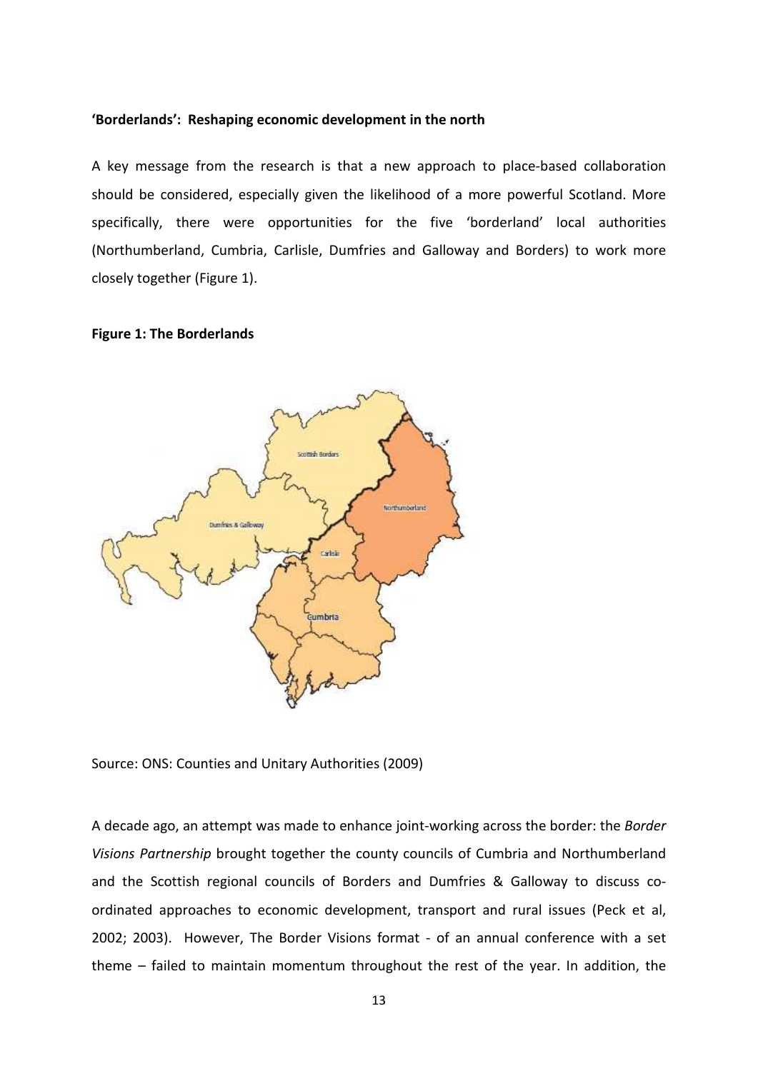**'Borderlands': Reshaping economic development in the north**

A key message from the research is that a new approach to place-based collaboration should be considered, especially given the likelihood of a more powerful Scotland. More specifically, there were opportunities for the five 'borderland' local authorities (Northumberland, Cumbria, Carlisle, Dumfries and Galloway and Borders) to work more closely together (Figure 1).

**Figure 1: The Borderlands**

Source: ONS: Counties and Unitary Authorities (2009)

A decade ago, an attempt was made to enhance joint-working across the border: the *Border Visions Partnership* brought together the county councils of Cumbria and Northumberland and the Scottish regional councils of Borders and Dumfries & Galloway to discuss co-ordinated approaches to economic development, transport and rural issues (Peck et al, 2002; 2003). However, The Border Visions format - of an annual conference with a set theme – failed to maintain momentum throughout the rest of the year. In addition, the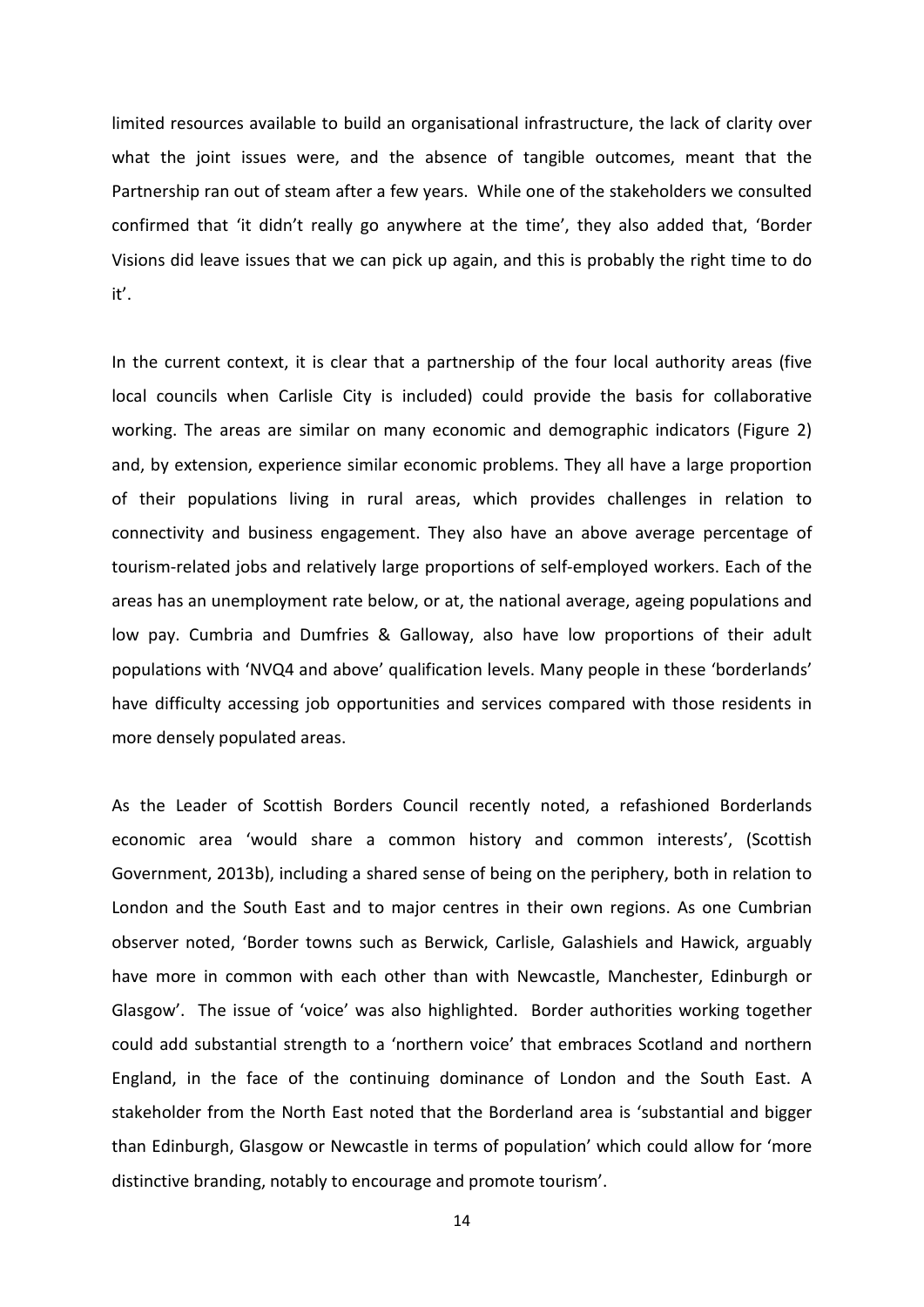limited resources available to build an organisational infrastructure, the lack of clarity over what the joint issues were, and the absence of tangible outcomes, meant that the Partnership ran out of steam after a few years. While one of the stakeholders we consulted confirmed that 'it didn't really go anywhere at the time', they also added that, 'Border Visions did leave issues that we can pick up again, and this is probably the right time to do it'.

In the current context, it is clear that a partnership of the four local authority areas (five local councils when Carlisle City is included) could provide the basis for collaborative working. The areas are similar on many economic and demographic indicators (Figure 2) and, by extension, experience similar economic problems. They all have a large proportion of their populations living in rural areas, which provides challenges in relation to connectivity and business engagement. They also have an above average percentage of tourism-related jobs and relatively large proportions of self-employed workers. Each of the areas has an unemployment rate below, or at, the national average, ageing populations and low pay. Cumbria and Dumfries & Galloway, also have low proportions of their adult populations with 'NVQ4 and above' qualification levels. Many people in these 'borderlands' have difficulty accessing job opportunities and services compared with those residents in more densely populated areas.

As the Leader of Scottish Borders Council recently noted, a refashioned Borderlands economic area 'would share a common history and common interests', (Scottish Government, 2013b), including a shared sense of being on the periphery, both in relation to London and the South East and to major centres in their own regions. As one Cumbrian observer noted, 'Border towns such as Berwick, Carlisle, Galashiels and Hawick, arguably have more in common with each other than with Newcastle, Manchester, Edinburgh or Glasgow'. The issue of 'voice' was also highlighted. Border authorities working together could add substantial strength to a 'northern voice' that embraces Scotland and northern England, in the face of the continuing dominance of London and the South East. A stakeholder from the North East noted that the Borderland area is 'substantial and bigger than Edinburgh, Glasgow or Newcastle in terms of population' which could allow for 'more distinctive branding, notably to encourage and promote tourism'.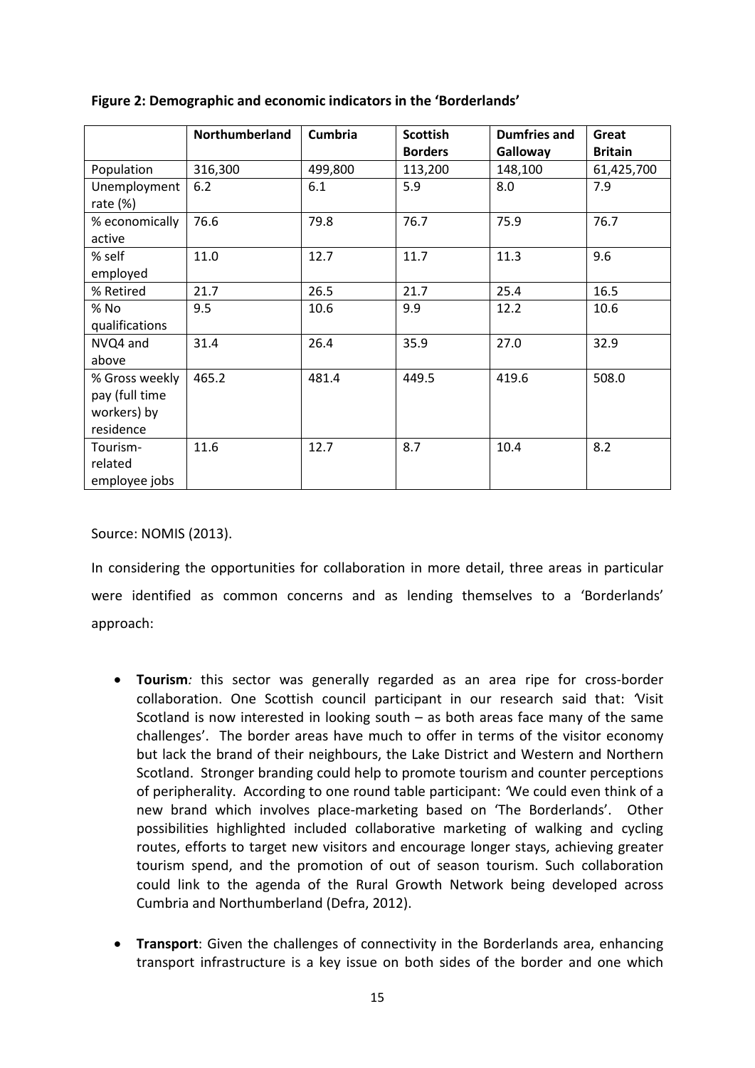**Figure 2: Demographic and economic indicators in the 'Borderlands'**

| | Northumberland | Cumbria | Scottish Borders | Dumfries and Galloway | Great Britain |
|---|---|---|---|---|---|
| Population | 316,300 | 499,800 | 113,200 | 148,100 | 61,425,700 |
| Unemployment rate (%) | 6.2 | 6.1 | 5.9 | 8.0 | 7.9 |
| % economically active | 76.6 | 79.8 | 76.7 | 75.9 | 76.7 |
| % self employed | 11.0 | 12.7 | 11.7 | 11.3 | 9.6 |
| % Retired | 21.7 | 26.5 | 21.7 | 25.4 | 16.5 |
| % No qualifications | 9.5 | 10.6 | 9.9 | 12.2 | 10.6 |
| NVQ4 and above | 31.4 | 26.4 | 35.9 | 27.0 | 32.9 |
| % Gross weekly pay (full time workers) by residence | 465.2 | 481.4 | 449.5 | 419.6 | 508.0 |
| Tourism-related employee jobs | 11.6 | 12.7 | 8.7 | 10.4 | 8.2 |

Source: NOMIS (2013).

In considering the opportunities for collaboration in more detail, three areas in particular were identified as common concerns and as lending themselves to a 'Borderlands' approach:

- **Tourism***:* this sector was generally regarded as an area ripe for cross-border collaboration. One Scottish council participant in our research said that: 'Visit Scotland is now interested in looking south – as both areas face many of the same challenges'. The border areas have much to offer in terms of the visitor economy but lack the brand of their neighbours, the Lake District and Western and Northern Scotland. Stronger branding could help to promote tourism and counter perceptions of peripherality. According to one round table participant: 'We could even think of a new brand which involves place-marketing based on 'The Borderlands'. Other possibilities highlighted included collaborative marketing of walking and cycling routes, efforts to target new visitors and encourage longer stays, achieving greater tourism spend, and the promotion of out of season tourism. Such collaboration could link to the agenda of the Rural Growth Network being developed across Cumbria and Northumberland (Defra, 2012).

- **Transport**: Given the challenges of connectivity in the Borderlands area, enhancing transport infrastructure is a key issue on both sides of the border and one which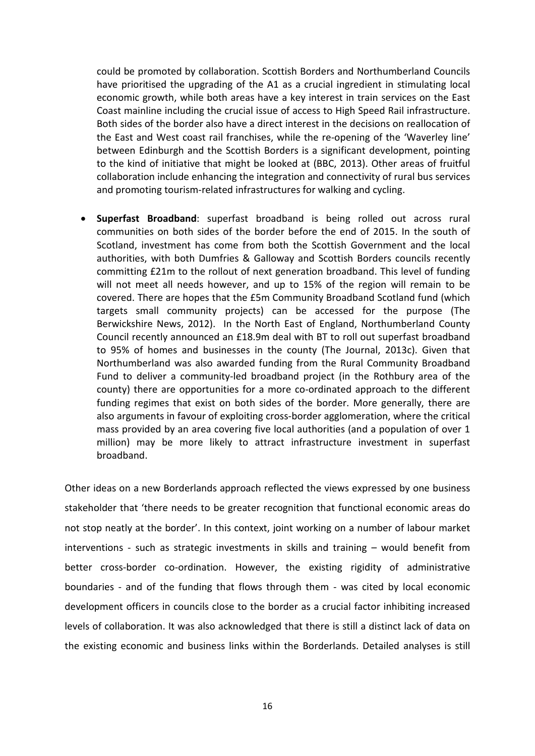could be promoted by collaboration. Scottish Borders and Northumberland Councils have prioritised the upgrading of the A1 as a crucial ingredient in stimulating local economic growth, while both areas have a key interest in train services on the East Coast mainline including the crucial issue of access to High Speed Rail infrastructure. Both sides of the border also have a direct interest in the decisions on reallocation of the East and West coast rail franchises, while the re-opening of the 'Waverley line' between Edinburgh and the Scottish Borders is a significant development, pointing to the kind of initiative that might be looked at (BBC, 2013). Other areas of fruitful collaboration include enhancing the integration and connectivity of rural bus services and promoting tourism-related infrastructures for walking and cycling.

- **Superfast Broadband**: superfast broadband is being rolled out across rural communities on both sides of the border before the end of 2015. In the south of Scotland, investment has come from both the Scottish Government and the local authorities, with both Dumfries & Galloway and Scottish Borders councils recently committing £21m to the rollout of next generation broadband. This level of funding will not meet all needs however, and up to 15% of the region will remain to be covered. There are hopes that the £5m Community Broadband Scotland fund (which targets small community projects) can be accessed for the purpose (The Berwickshire News, 2012). In the North East of England, Northumberland County Council recently announced an £18.9m deal with BT to roll out superfast broadband to 95% of homes and businesses in the county (The Journal, 2013c). Given that Northumberland was also awarded funding from the Rural Community Broadband Fund to deliver a community-led broadband project (in the Rothbury area of the county) there are opportunities for a more co-ordinated approach to the different funding regimes that exist on both sides of the border. More generally, there are also arguments in favour of exploiting cross-border agglomeration, where the critical mass provided by an area covering five local authorities (and a population of over 1 million) may be more likely to attract infrastructure investment in superfast broadband.

Other ideas on a new Borderlands approach reflected the views expressed by one business stakeholder that 'there needs to be greater recognition that functional economic areas do not stop neatly at the border'. In this context, joint working on a number of labour market interventions - such as strategic investments in skills and training – would benefit from better cross-border co-ordination. However, the existing rigidity of administrative boundaries - and of the funding that flows through them - was cited by local economic development officers in councils close to the border as a crucial factor inhibiting increased levels of collaboration. It was also acknowledged that there is still a distinct lack of data on the existing economic and business links within the Borderlands. Detailed analyses is still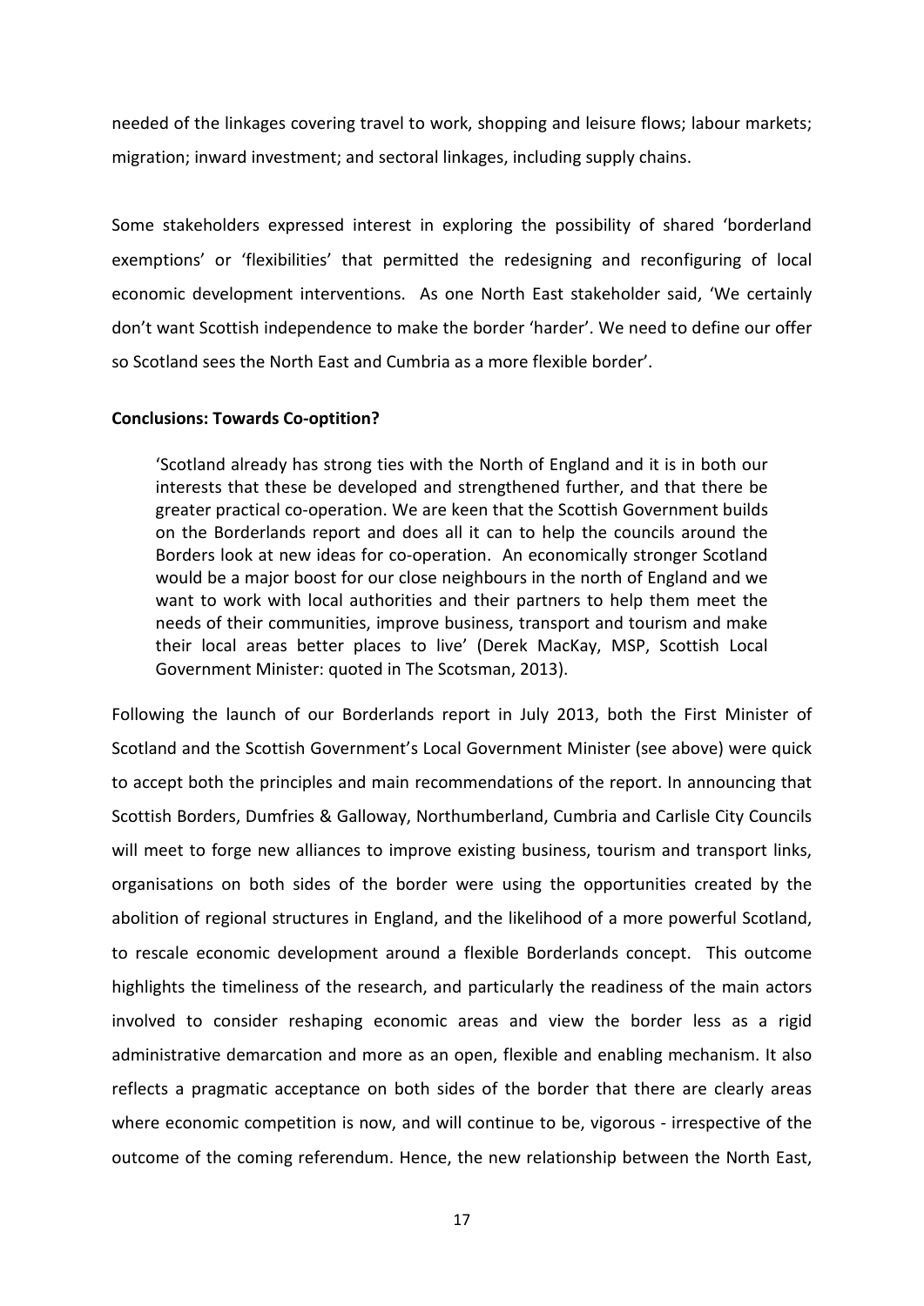needed of the linkages covering travel to work, shopping and leisure flows; labour markets; migration; inward investment; and sectoral linkages, including supply chains.

Some stakeholders expressed interest in exploring the possibility of shared 'borderland exemptions' or 'flexibilities' that permitted the redesigning and reconfiguring of local economic development interventions. As one North East stakeholder said, 'We certainly don't want Scottish independence to make the border 'harder'. We need to define our offer so Scotland sees the North East and Cumbria as a more flexible border'.

**Conclusions: Towards Co-optition?**

> 'Scotland already has strong ties with the North of England and it is in both our interests that these be developed and strengthened further, and that there be greater practical co-operation. We are keen that the Scottish Government builds on the Borderlands report and does all it can to help the councils around the Borders look at new ideas for co-operation. An economically stronger Scotland would be a major boost for our close neighbours in the north of England and we want to work with local authorities and their partners to help them meet the needs of their communities, improve business, transport and tourism and make their local areas better places to live' (Derek MacKay, MSP, Scottish Local Government Minister: quoted in The Scotsman, 2013).

Following the launch of our Borderlands report in July 2013, both the First Minister of Scotland and the Scottish Government's Local Government Minister (see above) were quick to accept both the principles and main recommendations of the report. In announcing that Scottish Borders, Dumfries & Galloway, Northumberland, Cumbria and Carlisle City Councils will meet to forge new alliances to improve existing business, tourism and transport links, organisations on both sides of the border were using the opportunities created by the abolition of regional structures in England, and the likelihood of a more powerful Scotland, to rescale economic development around a flexible Borderlands concept. This outcome highlights the timeliness of the research, and particularly the readiness of the main actors involved to consider reshaping economic areas and view the border less as a rigid administrative demarcation and more as an open, flexible and enabling mechanism. It also reflects a pragmatic acceptance on both sides of the border that there are clearly areas where economic competition is now, and will continue to be, vigorous - irrespective of the outcome of the coming referendum. Hence, the new relationship between the North East,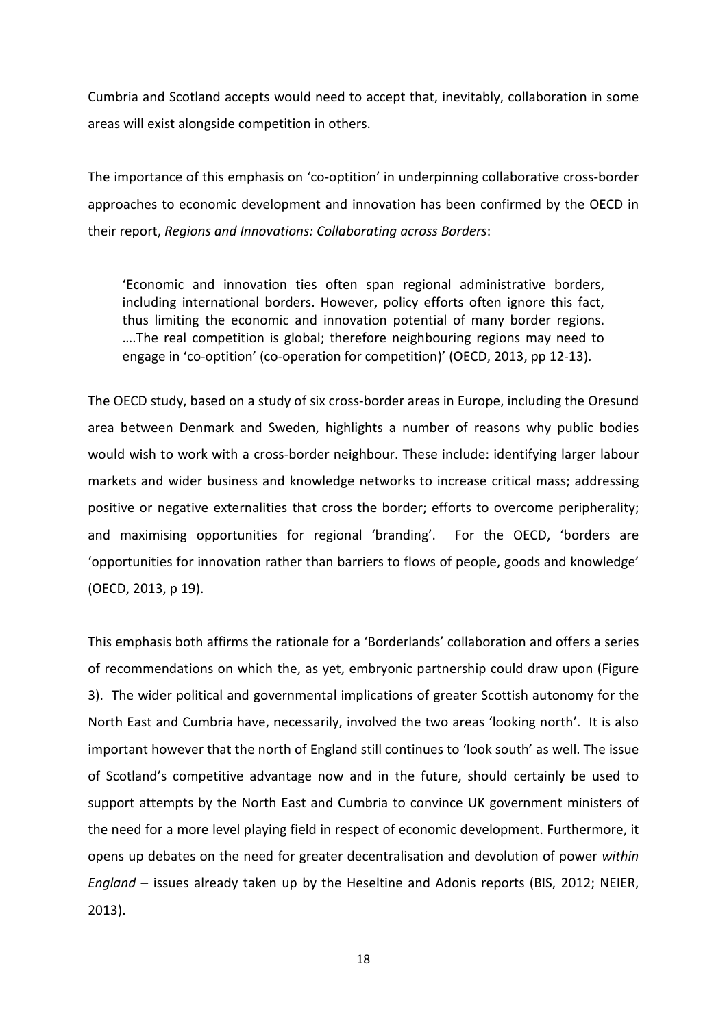Cumbria and Scotland accepts would need to accept that, inevitably, collaboration in some areas will exist alongside competition in others.

The importance of this emphasis on 'co-optition' in underpinning collaborative cross-border approaches to economic development and innovation has been confirmed by the OECD in their report, *Regions and Innovations: Collaborating across Borders*:

> 'Economic and innovation ties often span regional administrative borders, including international borders. However, policy efforts often ignore this fact, thus limiting the economic and innovation potential of many border regions. ….The real competition is global; therefore neighbouring regions may need to engage in 'co-optition' (co-operation for competition)' (OECD, 2013, pp 12-13).

The OECD study, based on a study of six cross-border areas in Europe, including the Oresund area between Denmark and Sweden, highlights a number of reasons why public bodies would wish to work with a cross-border neighbour. These include: identifying larger labour markets and wider business and knowledge networks to increase critical mass; addressing positive or negative externalities that cross the border; efforts to overcome peripherality; and maximising opportunities for regional 'branding'. For the OECD, 'borders are 'opportunities for innovation rather than barriers to flows of people, goods and knowledge' (OECD, 2013, p 19).

This emphasis both affirms the rationale for a 'Borderlands' collaboration and offers a series of recommendations on which the, as yet, embryonic partnership could draw upon (Figure 3). The wider political and governmental implications of greater Scottish autonomy for the North East and Cumbria have, necessarily, involved the two areas 'looking north'. It is also important however that the north of England still continues to 'look south' as well. The issue of Scotland's competitive advantage now and in the future, should certainly be used to support attempts by the North East and Cumbria to convince UK government ministers of the need for a more level playing field in respect of economic development. Furthermore, it opens up debates on the need for greater decentralisation and devolution of power *within England* – issues already taken up by the Heseltine and Adonis reports (BIS, 2012; NEIER, 2013).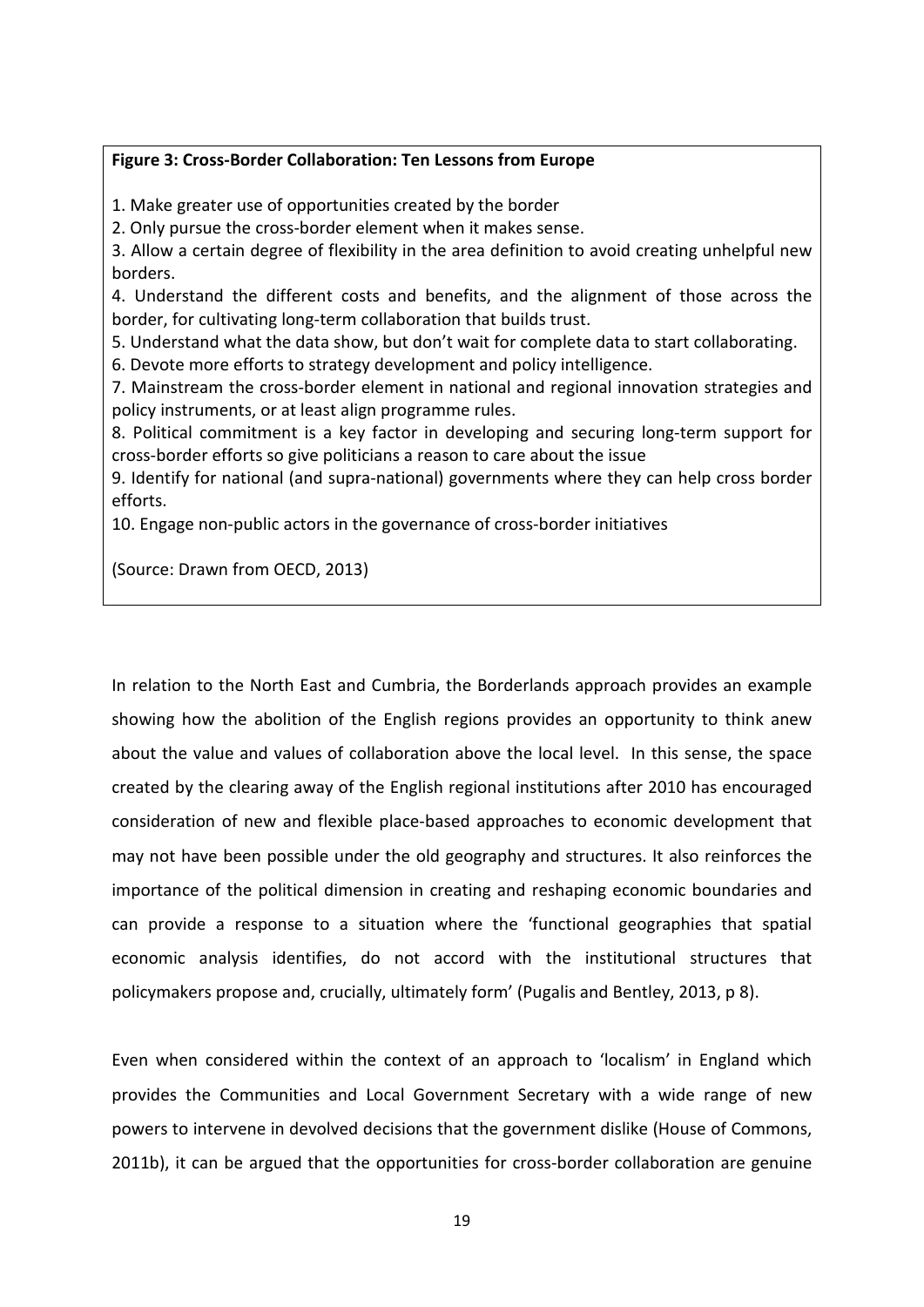**Figure 3: Cross-Border Collaboration: Ten Lessons from Europe**

1. Make greater use of opportunities created by the border
2. Only pursue the cross-border element when it makes sense.
3. Allow a certain degree of flexibility in the area definition to avoid creating unhelpful new borders.
4. Understand the different costs and benefits, and the alignment of those across the border, for cultivating long-term collaboration that builds trust.
5. Understand what the data show, but don't wait for complete data to start collaborating.
6. Devote more efforts to strategy development and policy intelligence.
7. Mainstream the cross-border element in national and regional innovation strategies and policy instruments, or at least align programme rules.
8. Political commitment is a key factor in developing and securing long-term support for cross-border efforts so give politicians a reason to care about the issue
9. Identify for national (and supra-national) governments where they can help cross border efforts.
10. Engage non-public actors in the governance of cross-border initiatives

(Source: Drawn from OECD, 2013)

In relation to the North East and Cumbria, the Borderlands approach provides an example showing how the abolition of the English regions provides an opportunity to think anew about the value and values of collaboration above the local level. In this sense, the space created by the clearing away of the English regional institutions after 2010 has encouraged consideration of new and flexible place-based approaches to economic development that may not have been possible under the old geography and structures. It also reinforces the importance of the political dimension in creating and reshaping economic boundaries and can provide a response to a situation where the 'functional geographies that spatial economic analysis identifies, do not accord with the institutional structures that policymakers propose and, crucially, ultimately form' (Pugalis and Bentley, 2013, p 8).

Even when considered within the context of an approach to 'localism' in England which provides the Communities and Local Government Secretary with a wide range of new powers to intervene in devolved decisions that the government dislike (House of Commons, 2011b), it can be argued that the opportunities for cross-border collaboration are genuine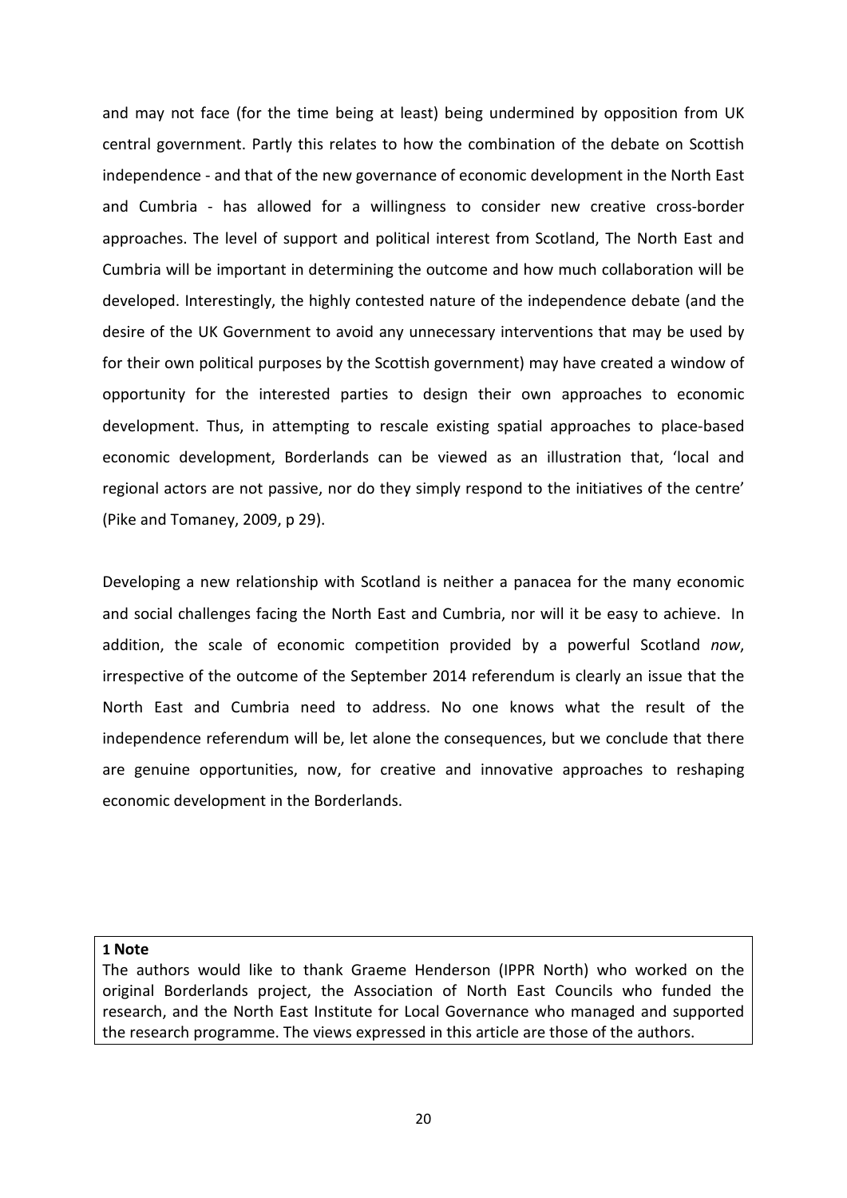and may not face (for the time being at least) being undermined by opposition from UK central government. Partly this relates to how the combination of the debate on Scottish independence - and that of the new governance of economic development in the North East and Cumbria - has allowed for a willingness to consider new creative cross-border approaches. The level of support and political interest from Scotland, The North East and Cumbria will be important in determining the outcome and how much collaboration will be developed. Interestingly, the highly contested nature of the independence debate (and the desire of the UK Government to avoid any unnecessary interventions that may be used by for their own political purposes by the Scottish government) may have created a window of opportunity for the interested parties to design their own approaches to economic development. Thus, in attempting to rescale existing spatial approaches to place-based economic development, Borderlands can be viewed as an illustration that, 'local and regional actors are not passive, nor do they simply respond to the initiatives of the centre' (Pike and Tomaney, 2009, p 29).

Developing a new relationship with Scotland is neither a panacea for the many economic and social challenges facing the North East and Cumbria, nor will it be easy to achieve. In addition, the scale of economic competition provided by a powerful Scotland *now*, irrespective of the outcome of the September 2014 referendum is clearly an issue that the North East and Cumbria need to address. No one knows what the result of the independence referendum will be, let alone the consequences, but we conclude that there are genuine opportunities, now, for creative and innovative approaches to reshaping economic development in the Borderlands.

**1 Note**

The authors would like to thank Graeme Henderson (IPPR North) who worked on the original Borderlands project, the Association of North East Councils who funded the research, and the North East Institute for Local Governance who managed and supported the research programme. The views expressed in this article are those of the authors.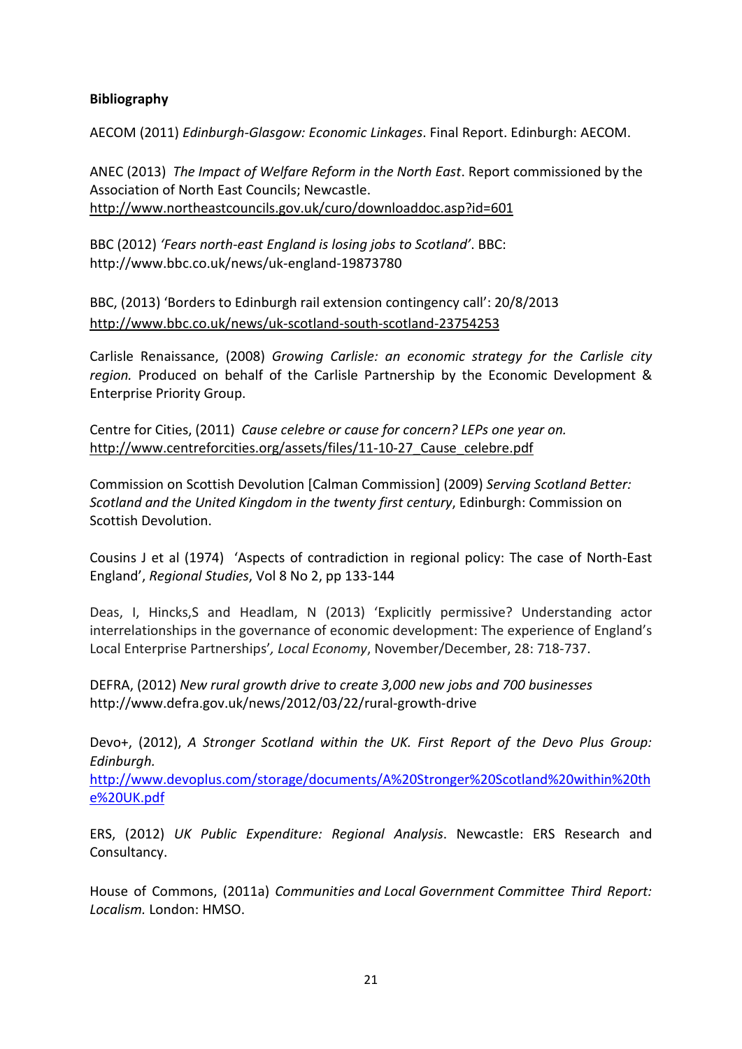**Bibliography**

AECOM (2011) *Edinburgh-Glasgow: Economic Linkages*. Final Report. Edinburgh: AECOM.

ANEC (2013) *The Impact of Welfare Reform in the North East*. Report commissioned by the Association of North East Councils; Newcastle. http://www.northeastcouncils.gov.uk/curo/downloaddoc.asp?id=601

BBC (2012) *'Fears north-east England is losing jobs to Scotland'*. BBC: http://www.bbc.co.uk/news/uk-england-19873780

BBC, (2013) 'Borders to Edinburgh rail extension contingency call': 20/8/2013 http://www.bbc.co.uk/news/uk-scotland-south-scotland-23754253

Carlisle Renaissance, (2008) *Growing Carlisle: an economic strategy for the Carlisle city region.* Produced on behalf of the Carlisle Partnership by the Economic Development & Enterprise Priority Group.

Centre for Cities, (2011) *Cause celebre or cause for concern? LEPs one year on.* http://www.centreforcities.org/assets/files/11-10-27_Cause_celebre.pdf

Commission on Scottish Devolution [Calman Commission] (2009) *Serving Scotland Better: Scotland and the United Kingdom in the twenty first century*, Edinburgh: Commission on Scottish Devolution.

Cousins J et al (1974) 'Aspects of contradiction in regional policy: The case of North-East England', *Regional Studies*, Vol 8 No 2, pp 133-144

Deas, I, Hincks,S and Headlam, N (2013) 'Explicitly permissive? Understanding actor interrelationships in the governance of economic development: The experience of England's Local Enterprise Partnerships'*, Local Economy*, November/December, 28: 718-737.

DEFRA, (2012) *New rural growth drive to create 3,000 new jobs and 700 businesses* http://www.defra.gov.uk/news/2012/03/22/rural-growth-drive

Devo+, (2012), *A Stronger Scotland within the UK. First Report of the Devo Plus Group: Edinburgh.* http://www.devoplus.com/storage/documents/A%20Stronger%20Scotland%20within%20the%20UK.pdf

ERS, (2012) *UK Public Expenditure: Regional Analysis*. Newcastle: ERS Research and Consultancy.

House of Commons, (2011a) *Communities and Local Government Committee Third Report: Localism.* London: HMSO.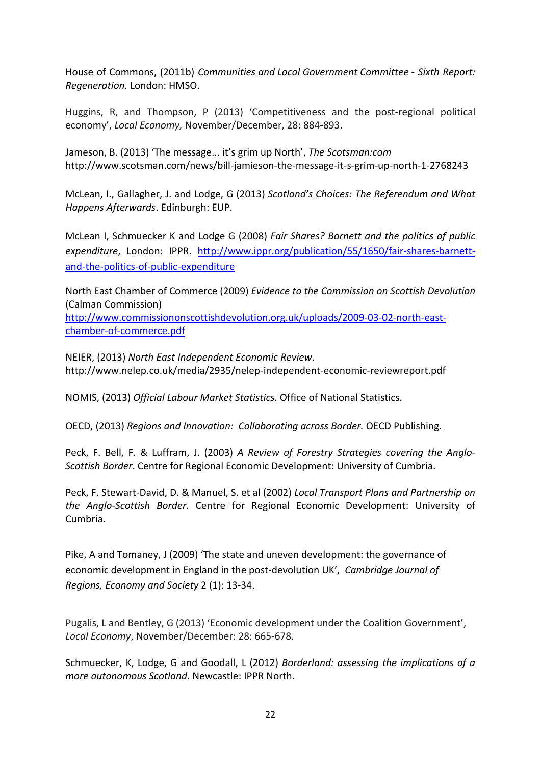House of Commons, (2011b) *Communities and Local Government Committee - Sixth Report: Regeneration.* London: HMSO.

Huggins, R, and Thompson, P (2013) 'Competitiveness and the post-regional political economy', *Local Economy,* November/December, 28: 884-893.

Jameson, B. (2013) 'The message... it's grim up North', *The Scotsman:com* http://www.scotsman.com/news/bill-jamieson-the-message-it-s-grim-up-north-1-2768243

McLean, I., Gallagher, J. and Lodge, G (2013) *Scotland's Choices: The Referendum and What Happens Afterwards*. Edinburgh: EUP.

McLean I, Schmuecker K and Lodge G (2008) *Fair Shares? Barnett and the politics of public expenditure*, London: IPPR. http://www.ippr.org/publication/55/1650/fair-shares-barnett-and-the-politics-of-public-expenditure

North East Chamber of Commerce (2009) *Evidence to the Commission on Scottish Devolution* (Calman Commission) http://www.commissiononscottishdevolution.org.uk/uploads/2009-03-02-north-east-chamber-of-commerce.pdf

NEIER, (2013) *North East Independent Economic Review*. http://www.nelep.co.uk/media/2935/nelep-independent-economic-reviewreport.pdf

NOMIS, (2013) *Official Labour Market Statistics.* Office of National Statistics.

OECD, (2013) *Regions and Innovation: Collaborating across Border.* OECD Publishing.

Peck, F. Bell, F. & Luffram, J. (2003) *A Review of Forestry Strategies covering the Anglo-Scottish Border*. Centre for Regional Economic Development: University of Cumbria.

Peck, F. Stewart-David, D. & Manuel, S. et al (2002) *Local Transport Plans and Partnership on the Anglo-Scottish Border.* Centre for Regional Economic Development: University of Cumbria.

Pike, A and Tomaney, J (2009) 'The state and uneven development: the governance of economic development in England in the post-devolution UK', *Cambridge Journal of Regions, Economy and Society* 2 (1): 13-34.

Pugalis, L and Bentley, G (2013) 'Economic development under the Coalition Government', *Local Economy*, November/December: 28: 665-678.

Schmuecker, K, Lodge, G and Goodall, L (2012) *Borderland: assessing the implications of a more autonomous Scotland*. Newcastle: IPPR North.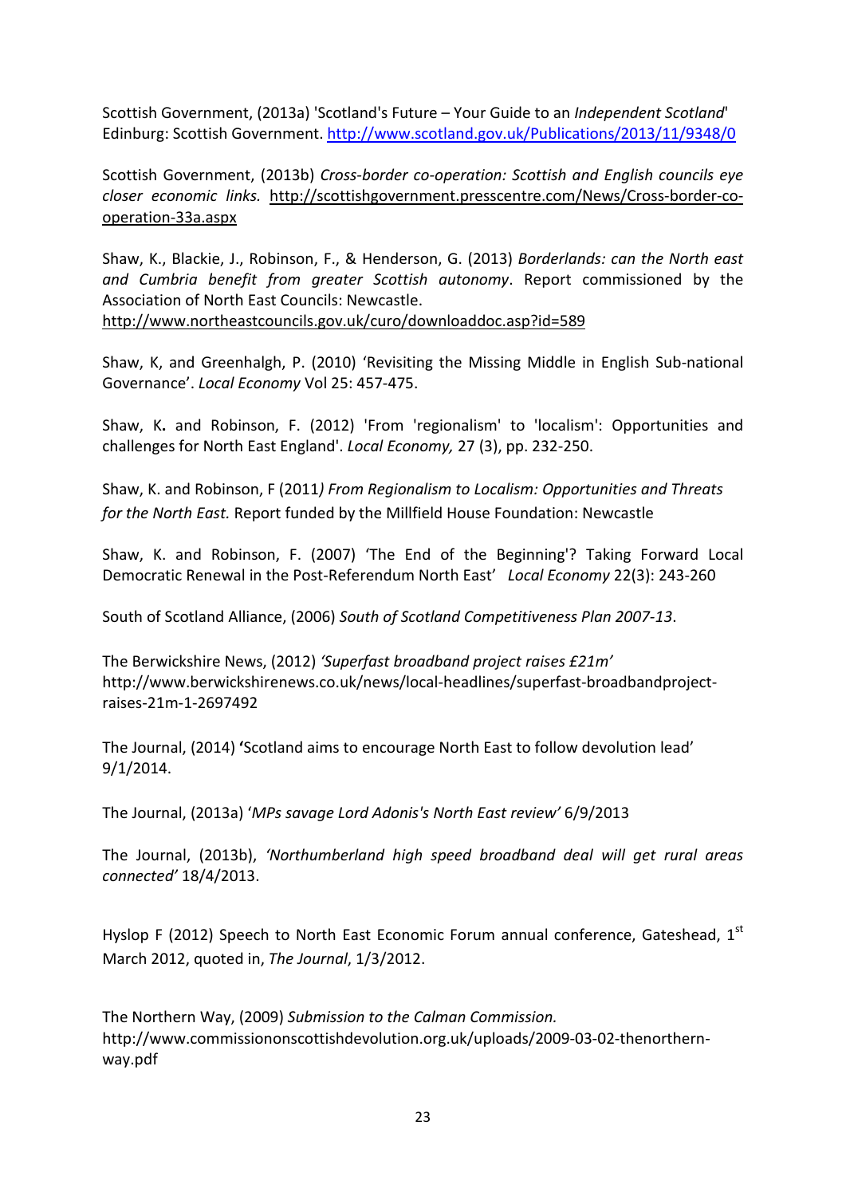Scottish Government, (2013a) 'Scotland's Future – Your Guide to an *Independent Scotland*' Edinburg: Scottish Government. http://www.scotland.gov.uk/Publications/2013/11/9348/0

Scottish Government, (2013b) *Cross-border co-operation: Scottish and English councils eye closer economic links.* http://scottishgovernment.presscentre.com/News/Cross-border-co-operation-33a.aspx

Shaw, K., Blackie, J., Robinson, F., & Henderson, G. (2013) *Borderlands: can the North east and Cumbria benefit from greater Scottish autonomy*. Report commissioned by the Association of North East Councils: Newcastle. http://www.northeastcouncils.gov.uk/curo/downloaddoc.asp?id=589

Shaw, K, and Greenhalgh, P. (2010) 'Revisiting the Missing Middle in English Sub-national Governance'. *Local Economy* Vol 25: 457-475.

Shaw, K**.** and Robinson, F. (2012) 'From 'regionalism' to 'localism': Opportunities and challenges for North East England'. *Local Economy,* 27 (3), pp. 232-250.

Shaw, K. and Robinson, F (2011*) From Regionalism to Localism: Opportunities and Threats for the North East.* Report funded by the Millfield House Foundation: Newcastle

Shaw, K. and Robinson, F. (2007) 'The End of the Beginning'? Taking Forward Local Democratic Renewal in the Post-Referendum North East' *Local Economy* 22(3): 243-260

South of Scotland Alliance, (2006) *South of Scotland Competitiveness Plan 2007-13*.

The Berwickshire News, (2012) *'Superfast broadband project raises £21m'* http://www.berwickshirenews.co.uk/news/local-headlines/superfast-broadbandproject-raises-21m-1-2697492

The Journal, (2014) **'**Scotland aims to encourage North East to follow devolution lead' 9/1/2014.

The Journal, (2013a) '*MPs savage Lord Adonis's North East review'* 6/9/2013

The Journal, (2013b), *'Northumberland high speed broadband deal will get rural areas connected'* 18/4/2013.

Hyslop F (2012) Speech to North East Economic Forum annual conference, Gateshead, 1st March 2012, quoted in, *The Journal*, 1/3/2012.

The Northern Way, (2009) *Submission to the Calman Commission.* http://www.commissiononscottishdevolution.org.uk/uploads/2009-03-02-thenorthern-way.pdf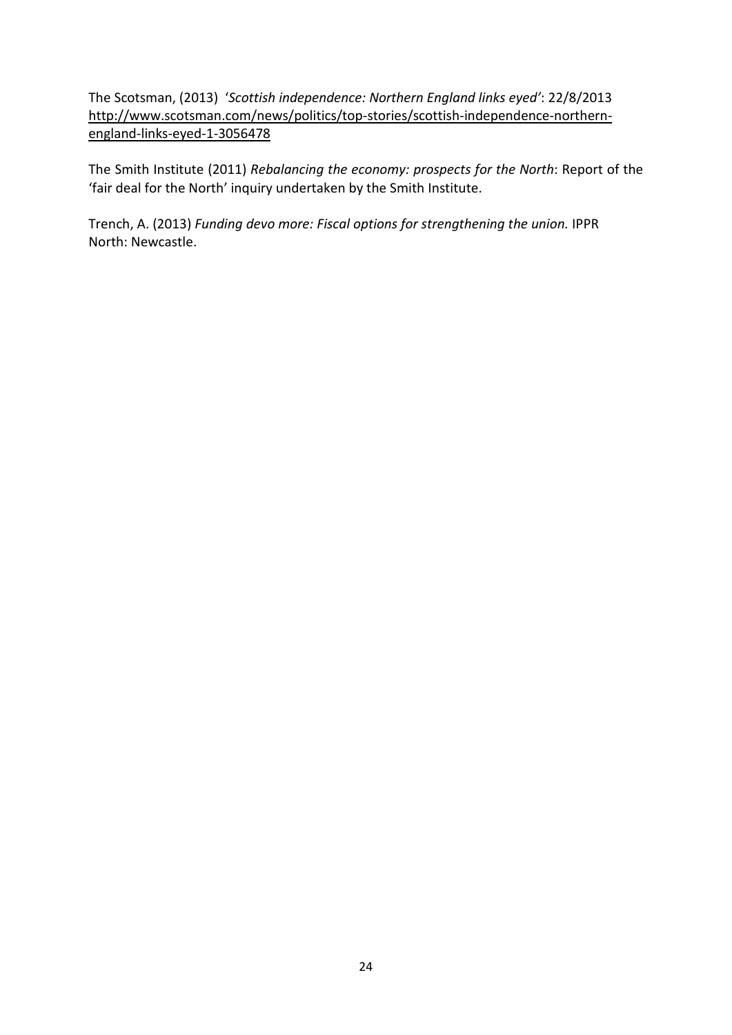The Scotsman, (2013) '*Scottish independence: Northern England links eyed'*: 22/8/2013 http://www.scotsman.com/news/politics/top-stories/scottish-independence-northern-england-links-eyed-1-3056478

The Smith Institute (2011) *Rebalancing the economy: prospects for the North*: Report of the 'fair deal for the North' inquiry undertaken by the Smith Institute.

Trench, A. (2013) *Funding devo more: Fiscal options for strengthening the union.* IPPR North: Newcastle.